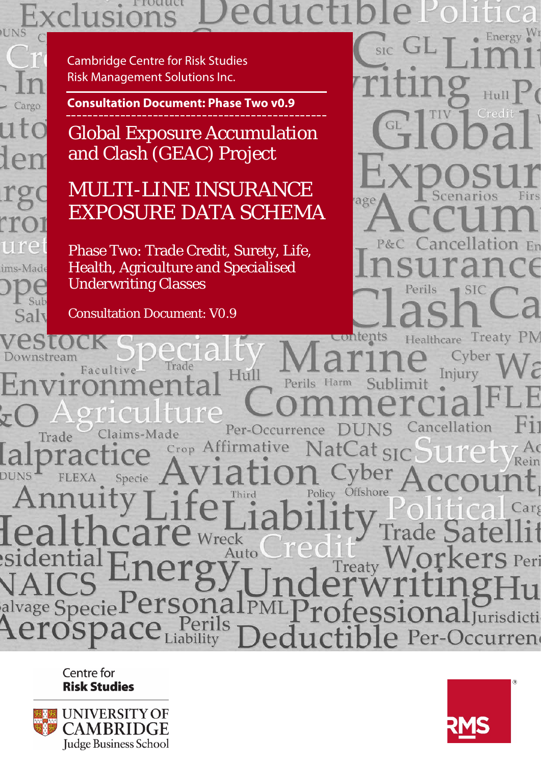Cambridge Centre for Risk Studies
Risk Management Solutions Inc.

**Consultation Document: Phase Two v0.9**

# Global Exposure Accumulation and Clash (GEAC) Project

# MULTI-LINE INSURANCE EXPOSURE DATA SCHEMA

## Phase Two: Trade Credit, Surety, Life, Health, Agriculture and Specialised Underwriting Classes

Consultation Document: V0.9

Centre for **Risk Studies**

UNIVERSITY OF CAMBRIDGE
Judge Business School

RMS®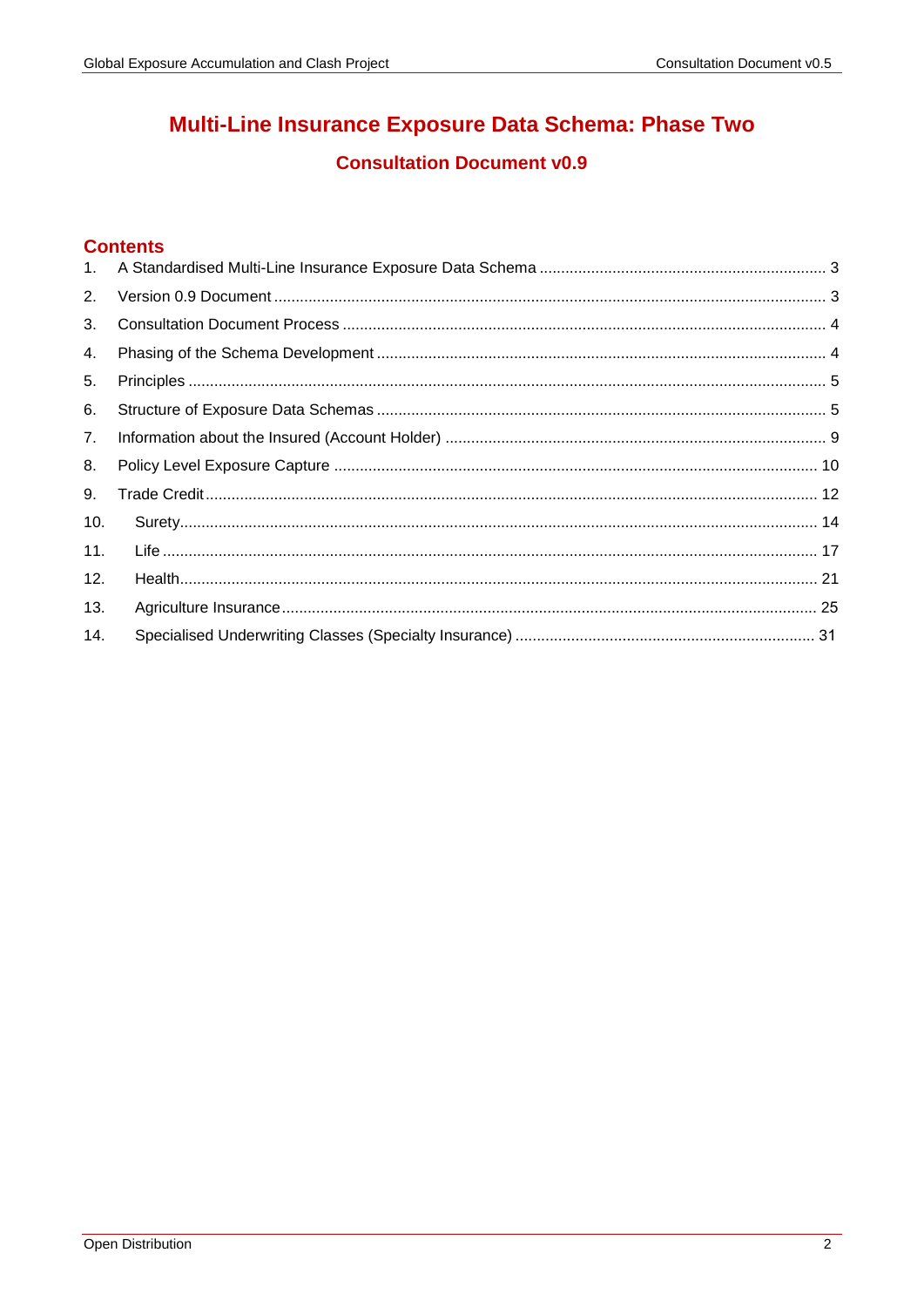# Multi-Line Insurance Exposure Data Schema: Phase Two

## Consultation Document v0.9

## Contents

1. A Standardised Multi-Line Insurance Exposure Data Schema ........ 3
2. Version 0.9 Document ........ 3
3. Consultation Document Process ........ 4
4. Phasing of the Schema Development ........ 4
5. Principles ........ 5
6. Structure of Exposure Data Schemas ........ 5
7. Information about the Insured (Account Holder) ........ 9
8. Policy Level Exposure Capture ........ 10
9. Trade Credit ........ 12
10. Surety ........ 14
11. Life ........ 17
12. Health ........ 21
13. Agriculture Insurance ........ 25
14. Specialised Underwriting Classes (Specialty Insurance) ........ 31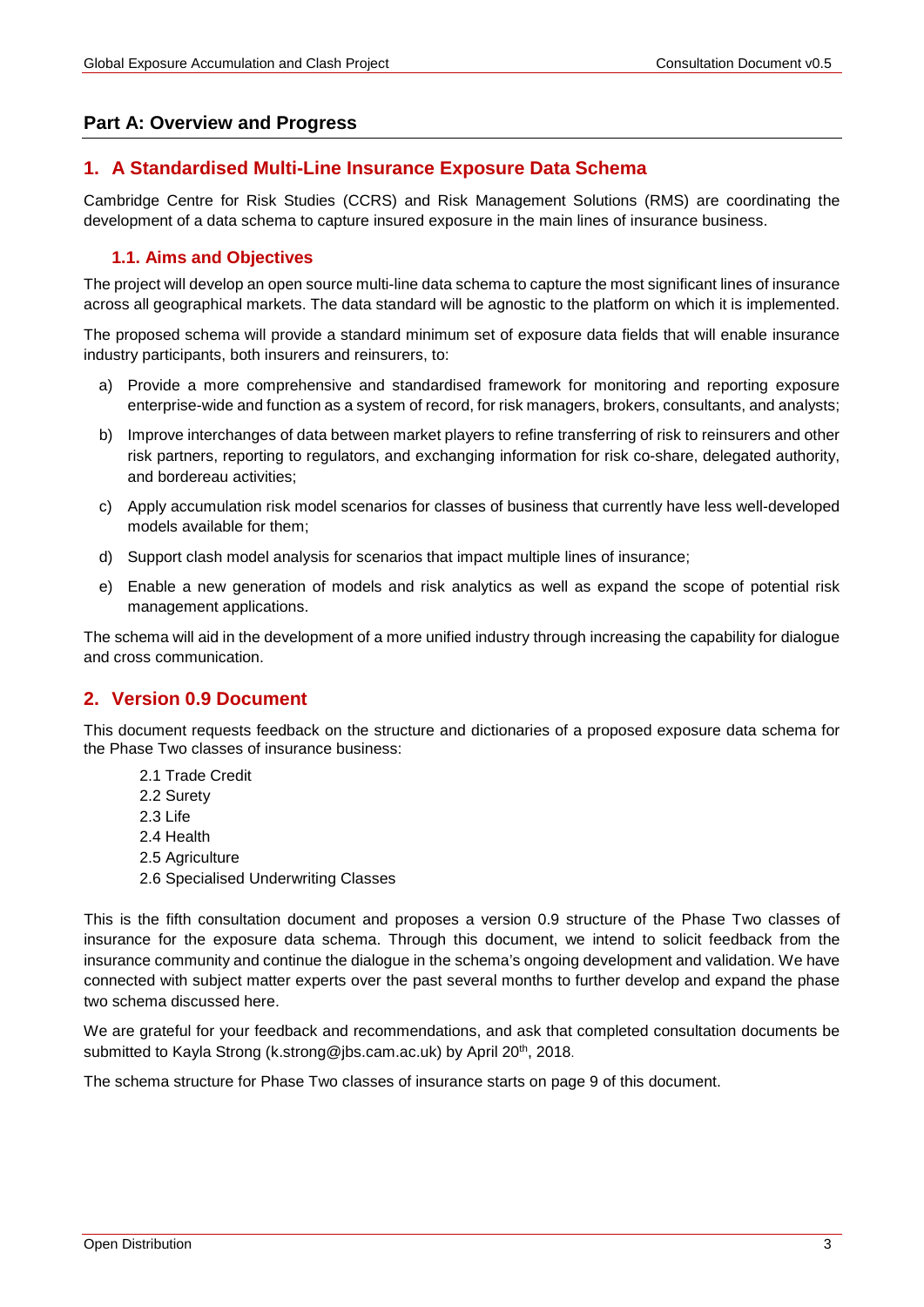## Part A: Overview and Progress

## 1. A Standardised Multi-Line Insurance Exposure Data Schema

Cambridge Centre for Risk Studies (CCRS) and Risk Management Solutions (RMS) are coordinating the development of a data schema to capture insured exposure in the main lines of insurance business.

### 1.1. Aims and Objectives

The project will develop an open source multi-line data schema to capture the most significant lines of insurance across all geographical markets. The data standard will be agnostic to the platform on which it is implemented.

The proposed schema will provide a standard minimum set of exposure data fields that will enable insurance industry participants, both insurers and reinsurers, to:

a) Provide a more comprehensive and standardised framework for monitoring and reporting exposure enterprise-wide and function as a system of record, for risk managers, brokers, consultants, and analysts;

b) Improve interchanges of data between market players to refine transferring of risk to reinsurers and other risk partners, reporting to regulators, and exchanging information for risk co-share, delegated authority, and bordereau activities;

c) Apply accumulation risk model scenarios for classes of business that currently have less well-developed models available for them;

d) Support clash model analysis for scenarios that impact multiple lines of insurance;

e) Enable a new generation of models and risk analytics as well as expand the scope of potential risk management applications.

The schema will aid in the development of a more unified industry through increasing the capability for dialogue and cross communication.

## 2. Version 0.9 Document

This document requests feedback on the structure and dictionaries of a proposed exposure data schema for the Phase Two classes of insurance business:

2.1 Trade Credit
2.2 Surety
2.3 Life
2.4 Health
2.5 Agriculture
2.6 Specialised Underwriting Classes

This is the fifth consultation document and proposes a version 0.9 structure of the Phase Two classes of insurance for the exposure data schema. Through this document, we intend to solicit feedback from the insurance community and continue the dialogue in the schema's ongoing development and validation. We have connected with subject matter experts over the past several months to further develop and expand the phase two schema discussed here.

We are grateful for your feedback and recommendations, and ask that completed consultation documents be submitted to Kayla Strong (k.strong@jbs.cam.ac.uk) by April 20th, 2018.

The schema structure for Phase Two classes of insurance starts on page 9 of this document.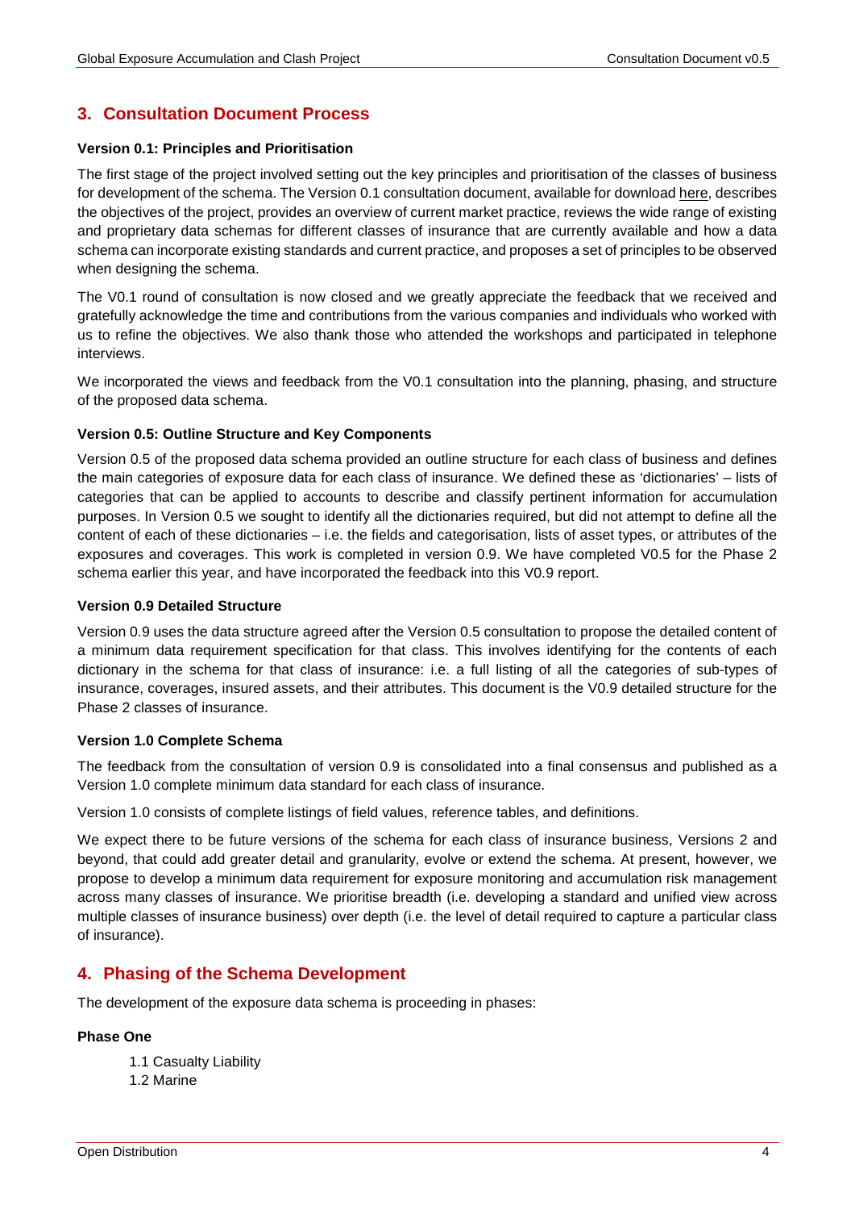## 3. Consultation Document Process

**Version 0.1: Principles and Prioritisation**

The first stage of the project involved setting out the key principles and prioritisation of the classes of business for development of the schema. The Version 0.1 consultation document, available for download here, describes the objectives of the project, provides an overview of current market practice, reviews the wide range of existing and proprietary data schemas for different classes of insurance that are currently available and how a data schema can incorporate existing standards and current practice, and proposes a set of principles to be observed when designing the schema.

The V0.1 round of consultation is now closed and we greatly appreciate the feedback that we received and gratefully acknowledge the time and contributions from the various companies and individuals who worked with us to refine the objectives. We also thank those who attended the workshops and participated in telephone interviews.

We incorporated the views and feedback from the V0.1 consultation into the planning, phasing, and structure of the proposed data schema.

**Version 0.5: Outline Structure and Key Components**

Version 0.5 of the proposed data schema provided an outline structure for each class of business and defines the main categories of exposure data for each class of insurance. We defined these as 'dictionaries' – lists of categories that can be applied to accounts to describe and classify pertinent information for accumulation purposes. In Version 0.5 we sought to identify all the dictionaries required, but did not attempt to define all the content of each of these dictionaries – i.e. the fields and categorisation, lists of asset types, or attributes of the exposures and coverages. This work is completed in version 0.9. We have completed V0.5 for the Phase 2 schema earlier this year, and have incorporated the feedback into this V0.9 report.

**Version 0.9 Detailed Structure**

Version 0.9 uses the data structure agreed after the Version 0.5 consultation to propose the detailed content of a minimum data requirement specification for that class. This involves identifying for the contents of each dictionary in the schema for that class of insurance: i.e. a full listing of all the categories of sub-types of insurance, coverages, insured assets, and their attributes. This document is the V0.9 detailed structure for the Phase 2 classes of insurance.

**Version 1.0 Complete Schema**

The feedback from the consultation of version 0.9 is consolidated into a final consensus and published as a Version 1.0 complete minimum data standard for each class of insurance.

Version 1.0 consists of complete listings of field values, reference tables, and definitions.

We expect there to be future versions of the schema for each class of insurance business, Versions 2 and beyond, that could add greater detail and granularity, evolve or extend the schema. At present, however, we propose to develop a minimum data requirement for exposure monitoring and accumulation risk management across many classes of insurance. We prioritise breadth (i.e. developing a standard and unified view across multiple classes of insurance business) over depth (i.e. the level of detail required to capture a particular class of insurance).

## 4. Phasing of the Schema Development

The development of the exposure data schema is proceeding in phases:

**Phase One**

1.1 Casualty Liability
1.2 Marine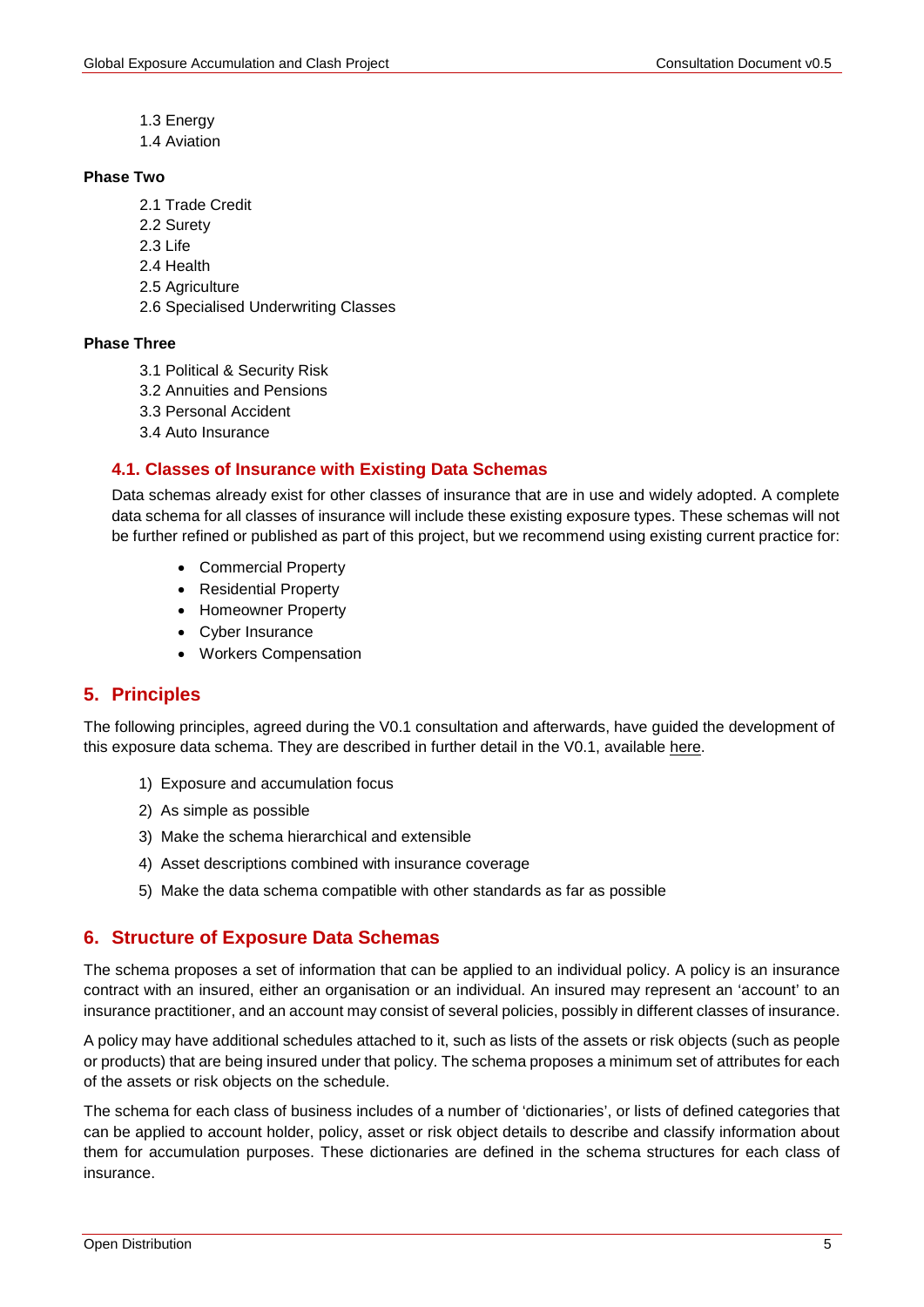1.3 Energy
1.4 Aviation

**Phase Two**

2.1 Trade Credit
2.2 Surety
2.3 Life
2.4 Health
2.5 Agriculture
2.6 Specialised Underwriting Classes

**Phase Three**

3.1 Political & Security Risk
3.2 Annuities and Pensions
3.3 Personal Accident
3.4 Auto Insurance

### 4.1. Classes of Insurance with Existing Data Schemas

Data schemas already exist for other classes of insurance that are in use and widely adopted. A complete data schema for all classes of insurance will include these existing exposure types. These schemas will not be further refined or published as part of this project, but we recommend using existing current practice for:

- Commercial Property
- Residential Property
- Homeowner Property
- Cyber Insurance
- Workers Compensation

## 5. Principles

The following principles, agreed during the V0.1 consultation and afterwards, have guided the development of this exposure data schema. They are described in further detail in the V0.1, available here.

1) Exposure and accumulation focus
2) As simple as possible
3) Make the schema hierarchical and extensible
4) Asset descriptions combined with insurance coverage
5) Make the data schema compatible with other standards as far as possible

## 6. Structure of Exposure Data Schemas

The schema proposes a set of information that can be applied to an individual policy. A policy is an insurance contract with an insured, either an organisation or an individual. An insured may represent an 'account' to an insurance practitioner, and an account may consist of several policies, possibly in different classes of insurance.

A policy may have additional schedules attached to it, such as lists of the assets or risk objects (such as people or products) that are being insured under that policy. The schema proposes a minimum set of attributes for each of the assets or risk objects on the schedule.

The schema for each class of business includes of a number of 'dictionaries', or lists of defined categories that can be applied to account holder, policy, asset or risk object details to describe and classify information about them for accumulation purposes. These dictionaries are defined in the schema structures for each class of insurance.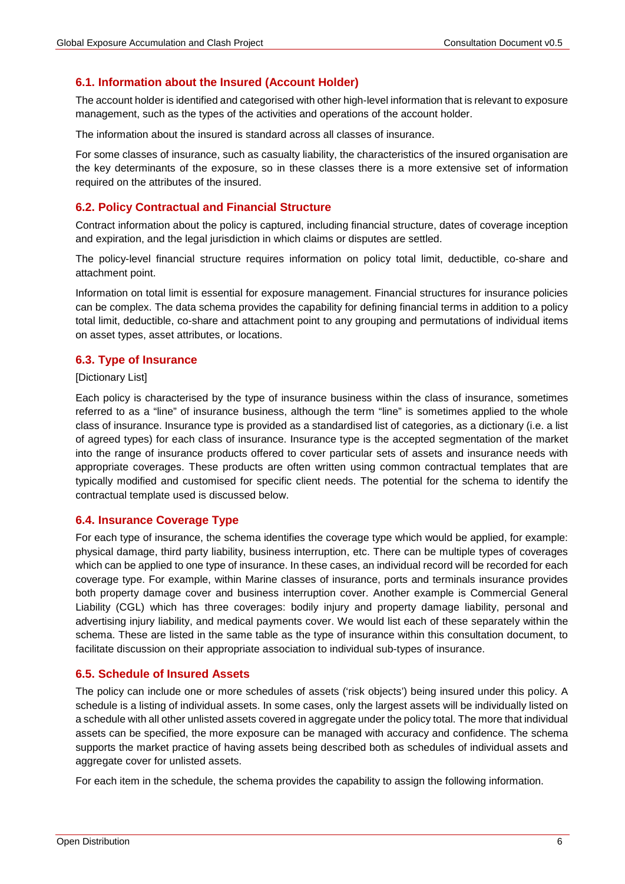## 6.1. Information about the Insured (Account Holder)

The account holder is identified and categorised with other high-level information that is relevant to exposure management, such as the types of the activities and operations of the account holder.

The information about the insured is standard across all classes of insurance.

For some classes of insurance, such as casualty liability, the characteristics of the insured organisation are the key determinants of the exposure, so in these classes there is a more extensive set of information required on the attributes of the insured.

## 6.2. Policy Contractual and Financial Structure

Contract information about the policy is captured, including financial structure, dates of coverage inception and expiration, and the legal jurisdiction in which claims or disputes are settled.

The policy-level financial structure requires information on policy total limit, deductible, co-share and attachment point.

Information on total limit is essential for exposure management. Financial structures for insurance policies can be complex. The data schema provides the capability for defining financial terms in addition to a policy total limit, deductible, co-share and attachment point to any grouping and permutations of individual items on asset types, asset attributes, or locations.

## 6.3. Type of Insurance

[Dictionary List]

Each policy is characterised by the type of insurance business within the class of insurance, sometimes referred to as a "line" of insurance business, although the term "line" is sometimes applied to the whole class of insurance. Insurance type is provided as a standardised list of categories, as a dictionary (i.e. a list of agreed types) for each class of insurance. Insurance type is the accepted segmentation of the market into the range of insurance products offered to cover particular sets of assets and insurance needs with appropriate coverages. These products are often written using common contractual templates that are typically modified and customised for specific client needs. The potential for the schema to identify the contractual template used is discussed below.

## 6.4. Insurance Coverage Type

For each type of insurance, the schema identifies the coverage type which would be applied, for example: physical damage, third party liability, business interruption, etc. There can be multiple types of coverages which can be applied to one type of insurance. In these cases, an individual record will be recorded for each coverage type. For example, within Marine classes of insurance, ports and terminals insurance provides both property damage cover and business interruption cover. Another example is Commercial General Liability (CGL) which has three coverages: bodily injury and property damage liability, personal and advertising injury liability, and medical payments cover. We would list each of these separately within the schema. These are listed in the same table as the type of insurance within this consultation document, to facilitate discussion on their appropriate association to individual sub-types of insurance.

## 6.5. Schedule of Insured Assets

The policy can include one or more schedules of assets ('risk objects') being insured under this policy. A schedule is a listing of individual assets. In some cases, only the largest assets will be individually listed on a schedule with all other unlisted assets covered in aggregate under the policy total. The more that individual assets can be specified, the more exposure can be managed with accuracy and confidence. The schema supports the market practice of having assets being described both as schedules of individual assets and aggregate cover for unlisted assets.

For each item in the schedule, the schema provides the capability to assign the following information.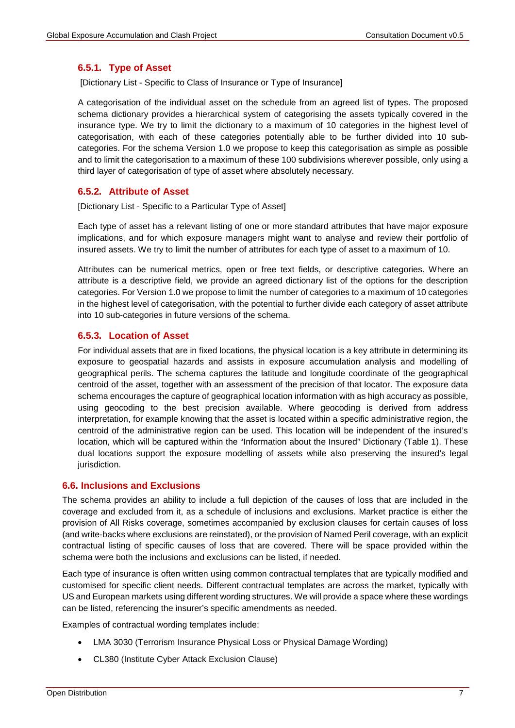### 6.5.1. Type of Asset

[Dictionary List - Specific to Class of Insurance or Type of Insurance]

A categorisation of the individual asset on the schedule from an agreed list of types. The proposed schema dictionary provides a hierarchical system of categorising the assets typically covered in the insurance type. We try to limit the dictionary to a maximum of 10 categories in the highest level of categorisation, with each of these categories potentially able to be further divided into 10 sub-categories. For the schema Version 1.0 we propose to keep this categorisation as simple as possible and to limit the categorisation to a maximum of these 100 subdivisions wherever possible, only using a third layer of categorisation of type of asset where absolutely necessary.

### 6.5.2. Attribute of Asset

[Dictionary List - Specific to a Particular Type of Asset]

Each type of asset has a relevant listing of one or more standard attributes that have major exposure implications, and for which exposure managers might want to analyse and review their portfolio of insured assets. We try to limit the number of attributes for each type of asset to a maximum of 10.

Attributes can be numerical metrics, open or free text fields, or descriptive categories. Where an attribute is a descriptive field, we provide an agreed dictionary list of the options for the description categories. For Version 1.0 we propose to limit the number of categories to a maximum of 10 categories in the highest level of categorisation, with the potential to further divide each category of asset attribute into 10 sub-categories in future versions of the schema.

### 6.5.3. Location of Asset

For individual assets that are in fixed locations, the physical location is a key attribute in determining its exposure to geospatial hazards and assists in exposure accumulation analysis and modelling of geographical perils. The schema captures the latitude and longitude coordinate of the geographical centroid of the asset, together with an assessment of the precision of that locator. The exposure data schema encourages the capture of geographical location information with as high accuracy as possible, using geocoding to the best precision available. Where geocoding is derived from address interpretation, for example knowing that the asset is located within a specific administrative region, the centroid of the administrative region can be used. This location will be independent of the insured's location, which will be captured within the "Information about the Insured" Dictionary (Table 1). These dual locations support the exposure modelling of assets while also preserving the insured's legal jurisdiction.

## 6.6. Inclusions and Exclusions

The schema provides an ability to include a full depiction of the causes of loss that are included in the coverage and excluded from it, as a schedule of inclusions and exclusions. Market practice is either the provision of All Risks coverage, sometimes accompanied by exclusion clauses for certain causes of loss (and write-backs where exclusions are reinstated), or the provision of Named Peril coverage, with an explicit contractual listing of specific causes of loss that are covered. There will be space provided within the schema were both the inclusions and exclusions can be listed, if needed.

Each type of insurance is often written using common contractual templates that are typically modified and customised for specific client needs. Different contractual templates are across the market, typically with US and European markets using different wording structures. We will provide a space where these wordings can be listed, referencing the insurer's specific amendments as needed.

Examples of contractual wording templates include:

- LMA 3030 (Terrorism Insurance Physical Loss or Physical Damage Wording)
- CL380 (Institute Cyber Attack Exclusion Clause)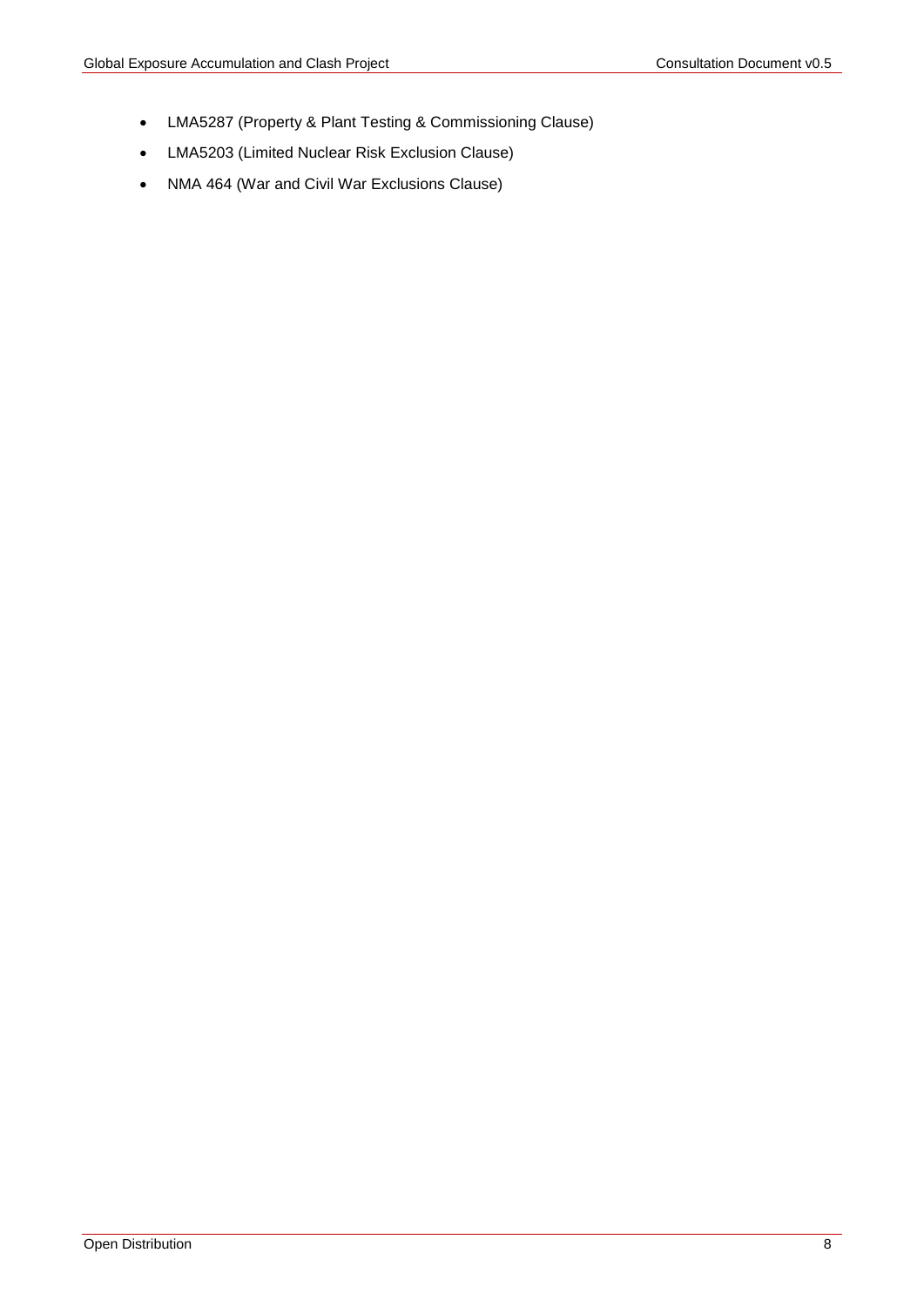- LMA5287 (Property & Plant Testing & Commissioning Clause)
- LMA5203 (Limited Nuclear Risk Exclusion Clause)
- NMA 464 (War and Civil War Exclusions Clause)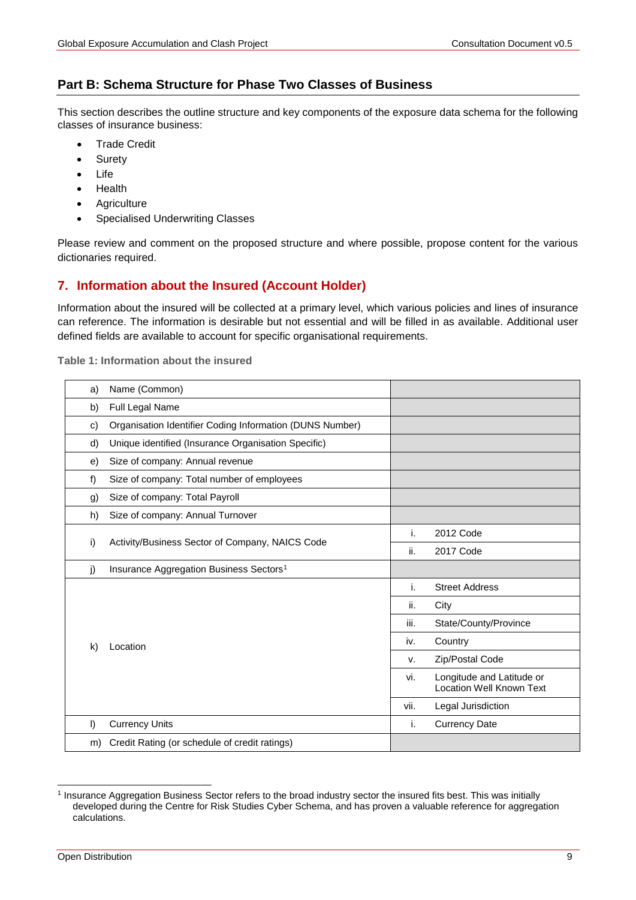## Part B: Schema Structure for Phase Two Classes of Business

This section describes the outline structure and key components of the exposure data schema for the following classes of insurance business:

- Trade Credit
- Surety
- Life
- Health
- Agriculture
- Specialised Underwriting Classes

Please review and comment on the proposed structure and where possible, propose content for the various dictionaries required.

## 7. Information about the Insured (Account Holder)

Information about the insured will be collected at a primary level, which various policies and lines of insurance can reference. The information is desirable but not essential and will be filled in as available. Additional user defined fields are available to account for specific organisational requirements.

**Table 1: Information about the insured**

| | | | |
|---|---|---|---|
| a) | Name (Common) | | |
| b) | Full Legal Name | | |
| c) | Organisation Identifier Coding Information (DUNS Number) | | |
| d) | Unique identified (Insurance Organisation Specific) | | |
| e) | Size of company: Annual revenue | | |
| f) | Size of company: Total number of employees | | |
| g) | Size of company: Total Payroll | | |
| h) | Size of company: Annual Turnover | | |
| i) | Activity/Business Sector of Company, NAICS Code | i. | 2012 Code |
| | | ii. | 2017 Code |
| j) | Insurance Aggregation Business Sectors[1] | | |
| k) | Location | i. | Street Address |
| | | ii. | City |
| | | iii. | State/County/Province |
| | | iv. | Country |
| | | v. | Zip/Postal Code |
| | | vi. | Longitude and Latitude or Location Well Known Text |
| | | vii. | Legal Jurisdiction |
| l) | Currency Units | i. | Currency Date |
| m) | Credit Rating (or schedule of credit ratings) | | |

[1] Insurance Aggregation Business Sector refers to the broad industry sector the insured fits best. This was initially developed during the Centre for Risk Studies Cyber Schema, and has proven a valuable reference for aggregation calculations.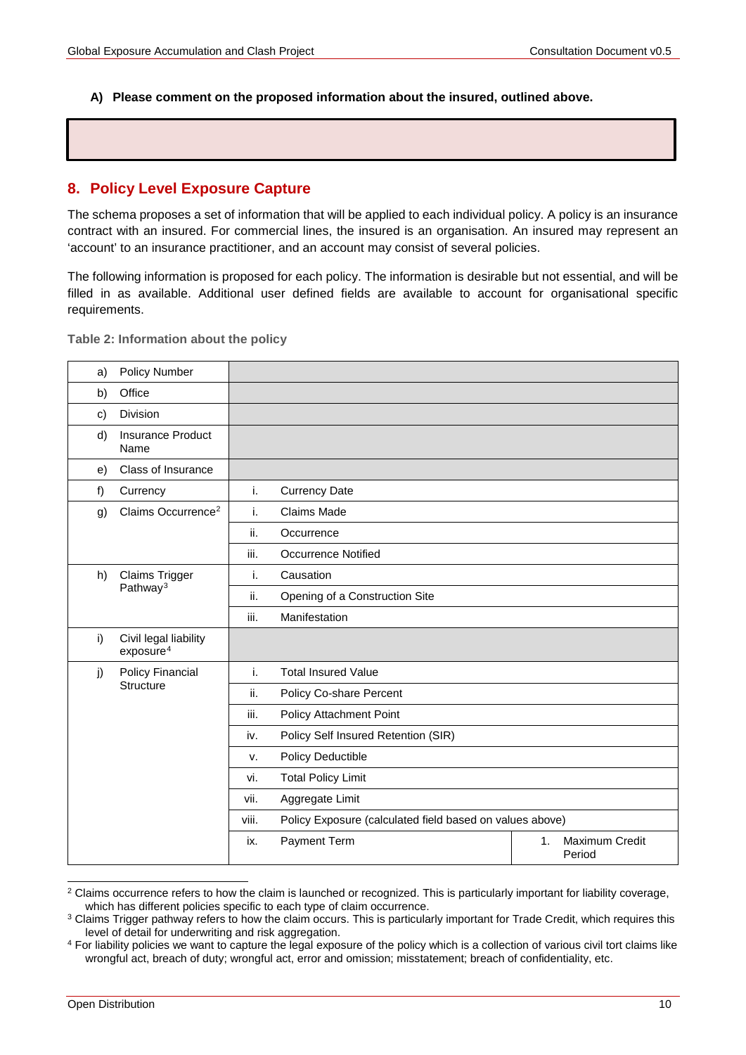**A) Please comment on the proposed information about the insured, outlined above.**

## 8. Policy Level Exposure Capture

The schema proposes a set of information that will be applied to each individual policy. A policy is an insurance contract with an insured. For commercial lines, the insured is an organisation. An insured may represent an 'account' to an insurance practitioner, and an account may consist of several policies.

The following information is proposed for each policy. The information is desirable but not essential, and will be filled in as available. Additional user defined fields are available to account for organisational specific requirements.

**Table 2: Information about the policy**

| | | | | | |
|---|---|---|---|---|---|
| a) | Policy Number | | | | |
| b) | Office | | | | |
| c) | Division | | | | |
| d) | Insurance Product Name | | | | |
| e) | Class of Insurance | | | | |
| f) | Currency | i. | Currency Date | | |
| g) | Claims Occurrence[2] | i. | Claims Made | | |
| | | ii. | Occurrence | | |
| | | iii. | Occurrence Notified | | |
| h) | Claims Trigger Pathway[3] | i. | Causation | | |
| | | ii. | Opening of a Construction Site | | |
| | | iii. | Manifestation | | |
| i) | Civil legal liability exposure[4] | | | | |
| j) | Policy Financial Structure | i. | Total Insured Value | | |
| | | ii. | Policy Co-share Percent | | |
| | | iii. | Policy Attachment Point | | |
| | | iv. | Policy Self Insured Retention (SIR) | | |
| | | v. | Policy Deductible | | |
| | | vi. | Total Policy Limit | | |
| | | vii. | Aggregate Limit | | |
| | | viii. | Policy Exposure (calculated field based on values above) | | |
| | | ix. | Payment Term | 1. | Maximum Credit Period |

[2] Claims occurrence refers to how the claim is launched or recognized. This is particularly important for liability coverage, which has different policies specific to each type of claim occurrence.

[3] Claims Trigger pathway refers to how the claim occurs. This is particularly important for Trade Credit, which requires this level of detail for underwriting and risk aggregation.

[4] For liability policies we want to capture the legal exposure of the policy which is a collection of various civil tort claims like wrongful act, breach of duty; wrongful act, error and omission; misstatement; breach of confidentiality, etc.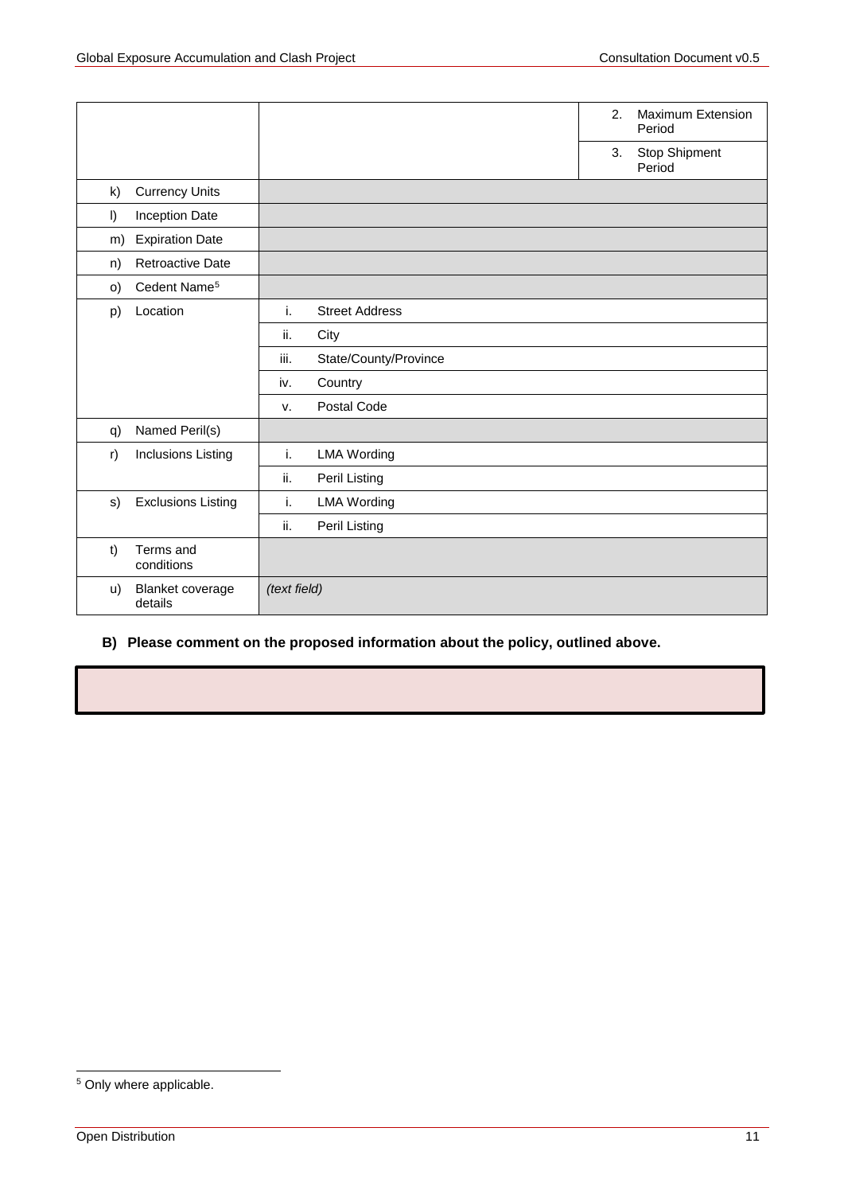| | | |
|---|---|---|
| | | 2. Maximum Extension Period |
| | | 3. Stop Shipment Period |
| k) Currency Units | | |
| l) Inception Date | | |
| m) Expiration Date | | |
| n) Retroactive Date | | |
| o) Cedent Name[5] | | |
| p) Location | i. Street Address | |
| | ii. City | |
| | iii. State/County/Province | |
| | iv. Country | |
| | v. Postal Code | |
| q) Named Peril(s) | | |
| r) Inclusions Listing | i. LMA Wording | |
| | ii. Peril Listing | |
| s) Exclusions Listing | i. LMA Wording | |
| | ii. Peril Listing | |
| t) Terms and conditions | | |
| u) Blanket coverage details | *(text field)* | |

**B) Please comment on the proposed information about the policy, outlined above.**

[5] Only where applicable.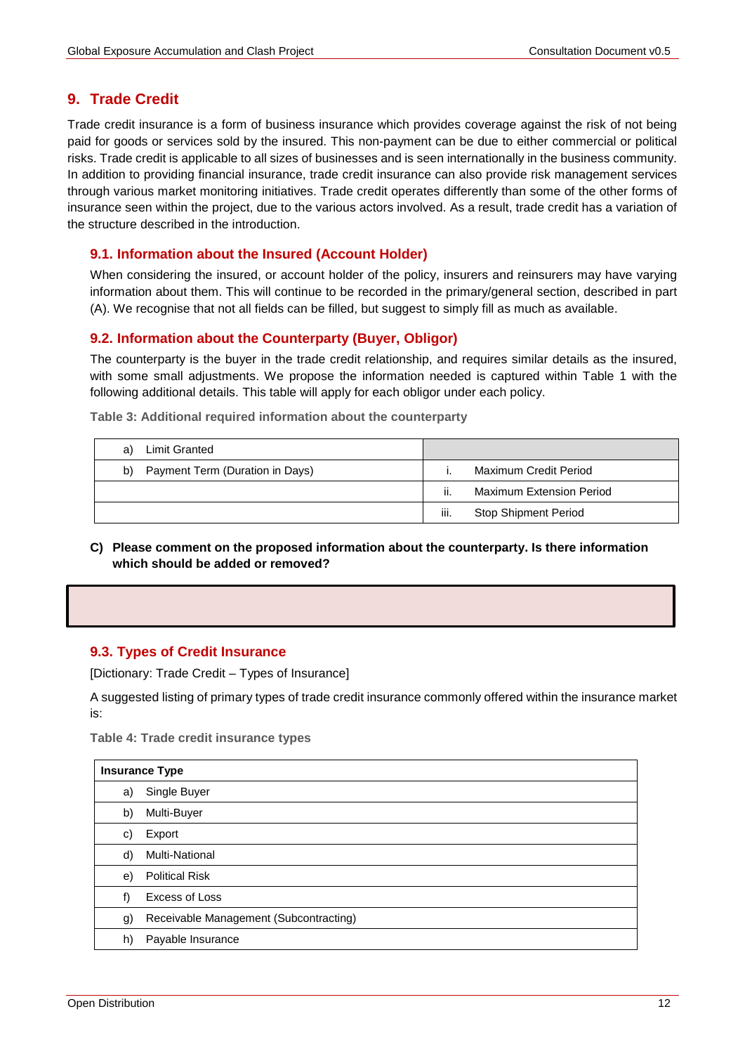## 9. Trade Credit

Trade credit insurance is a form of business insurance which provides coverage against the risk of not being paid for goods or services sold by the insured. This non-payment can be due to either commercial or political risks. Trade credit is applicable to all sizes of businesses and is seen internationally in the business community. In addition to providing financial insurance, trade credit insurance can also provide risk management services through various market monitoring initiatives. Trade credit operates differently than some of the other forms of insurance seen within the project, due to the various actors involved. As a result, trade credit has a variation of the structure described in the introduction.

### 9.1. Information about the Insured (Account Holder)

When considering the insured, or account holder of the policy, insurers and reinsurers may have varying information about them. This will continue to be recorded in the primary/general section, described in part (A). We recognise that not all fields can be filled, but suggest to simply fill as much as available.

### 9.2. Information about the Counterparty (Buyer, Obligor)

The counterparty is the buyer in the trade credit relationship, and requires similar details as the insured, with some small adjustments. We propose the information needed is captured within Table 1 with the following additional details. This table will apply for each obligor under each policy.

**Table 3: Additional required information about the counterparty**

| | |
|---|---|
| a) Limit Granted | |
| b) Payment Term (Duration in Days) | i. Maximum Credit Period |
| | ii. Maximum Extension Period |
| | iii. Stop Shipment Period |

**C) Please comment on the proposed information about the counterparty. Is there information which should be added or removed?**

### 9.3. Types of Credit Insurance

[Dictionary: Trade Credit – Types of Insurance]

A suggested listing of primary types of trade credit insurance commonly offered within the insurance market is:

**Table 4: Trade credit insurance types**

| Insurance Type |
|---|
| a) Single Buyer |
| b) Multi-Buyer |
| c) Export |
| d) Multi-National |
| e) Political Risk |
| f) Excess of Loss |
| g) Receivable Management (Subcontracting) |
| h) Payable Insurance |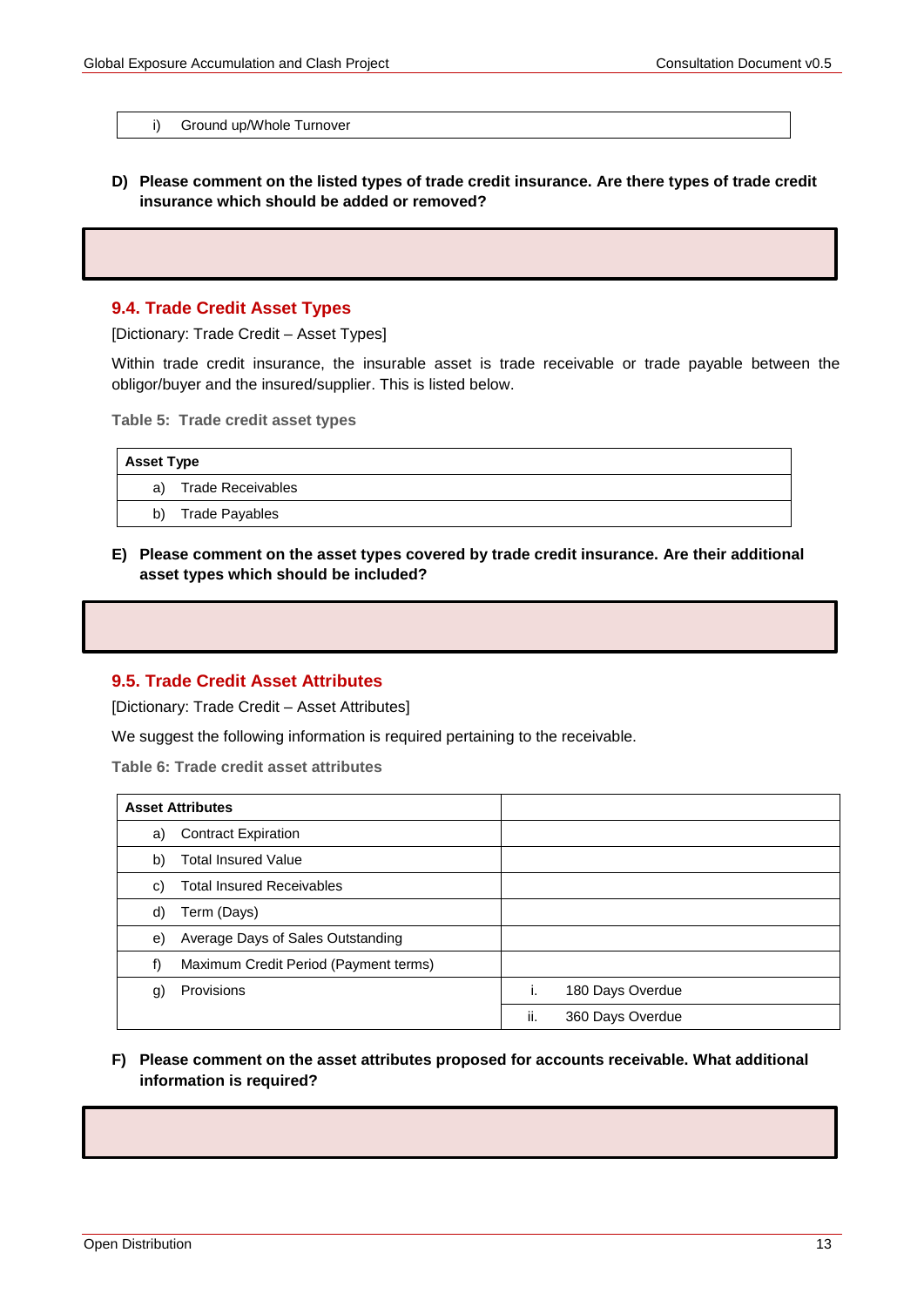| i) | Ground up/Whole Turnover |
|---|---|

**D) Please comment on the listed types of trade credit insurance. Are there types of trade credit insurance which should be added or removed?**

### 9.4. Trade Credit Asset Types

[Dictionary: Trade Credit – Asset Types]

Within trade credit insurance, the insurable asset is trade receivable or trade payable between the obligor/buyer and the insured/supplier. This is listed below.

**Table 5: Trade credit asset types**

| Asset Type | |
|---|---|
| a) | Trade Receivables |
| b) | Trade Payables |

**E) Please comment on the asset types covered by trade credit insurance. Are their additional asset types which should be included?**

### 9.5. Trade Credit Asset Attributes

[Dictionary: Trade Credit – Asset Attributes]

We suggest the following information is required pertaining to the receivable.

**Table 6: Trade credit asset attributes**

| Asset Attributes | | | |
|---|---|---|---|
| a) | Contract Expiration | | |
| b) | Total Insured Value | | |
| c) | Total Insured Receivables | | |
| d) | Term (Days) | | |
| e) | Average Days of Sales Outstanding | | |
| f) | Maximum Credit Period (Payment terms) | | |
| g) | Provisions | i. | 180 Days Overdue |
| | | ii. | 360 Days Overdue |

**F) Please comment on the asset attributes proposed for accounts receivable. What additional information is required?**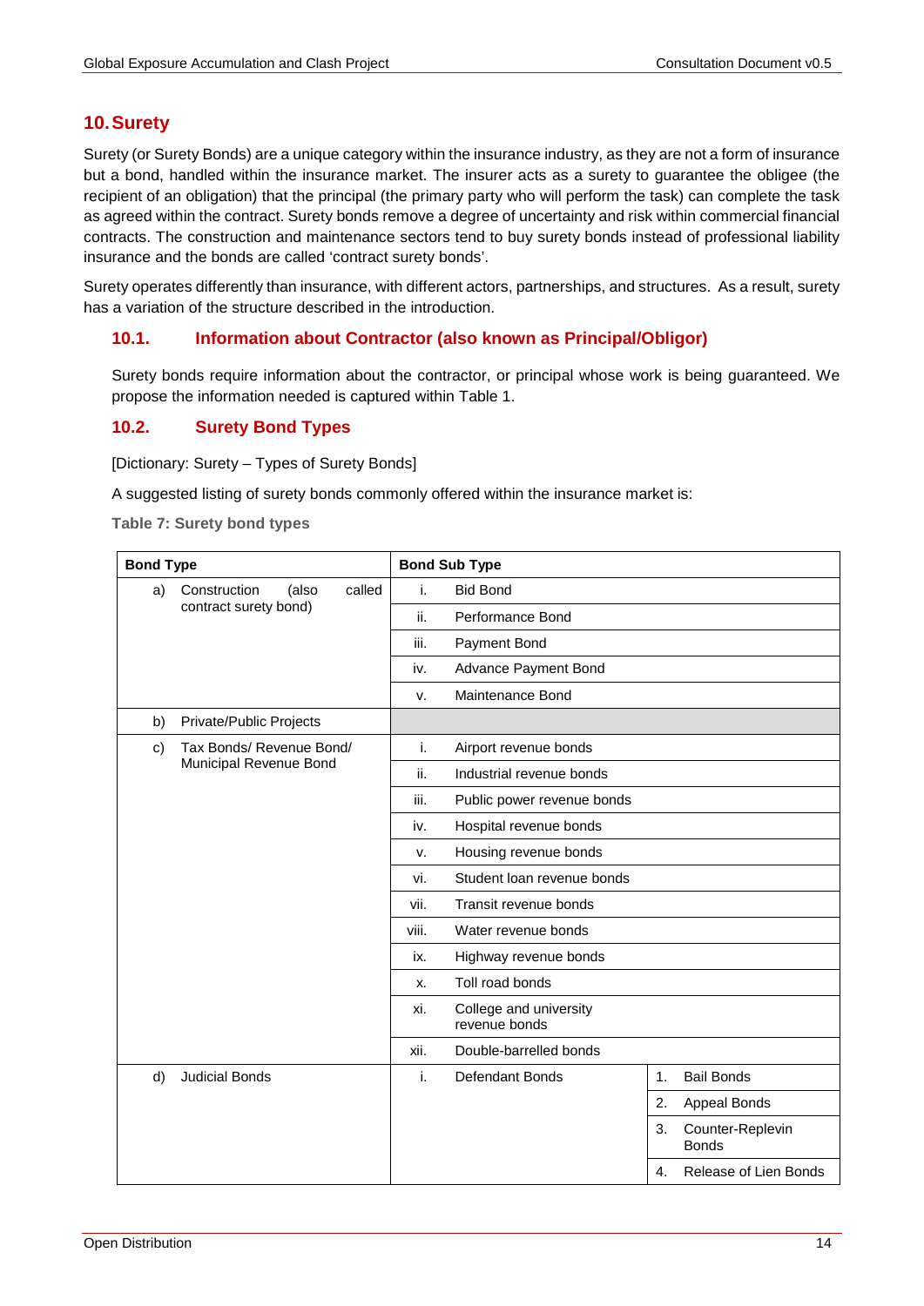## 10. Surety

Surety (or Surety Bonds) are a unique category within the insurance industry, as they are not a form of insurance but a bond, handled within the insurance market. The insurer acts as a surety to guarantee the obligee (the recipient of an obligation) that the principal (the primary party who will perform the task) can complete the task as agreed within the contract. Surety bonds remove a degree of uncertainty and risk within commercial financial contracts. The construction and maintenance sectors tend to buy surety bonds instead of professional liability insurance and the bonds are called 'contract surety bonds'.

Surety operates differently than insurance, with different actors, partnerships, and structures. As a result, surety has a variation of the structure described in the introduction.

### 10.1. Information about Contractor (also known as Principal/Obligor)

Surety bonds require information about the contractor, or principal whose work is being guaranteed. We propose the information needed is captured within Table 1.

### 10.2. Surety Bond Types

[Dictionary: Surety – Types of Surety Bonds]

A suggested listing of surety bonds commonly offered within the insurance market is:

**Table 7: Surety bond types**

| Bond Type | Bond Sub Type | |
|---|---|---|
| a) Construction (also called contract surety bond) | i. Bid Bond | |
| | ii. Performance Bond | |
| | iii. Payment Bond | |
| | iv. Advance Payment Bond | |
| | v. Maintenance Bond | |
| b) Private/Public Projects | | |
| c) Tax Bonds/ Revenue Bond/ Municipal Revenue Bond | i. Airport revenue bonds | |
| | ii. Industrial revenue bonds | |
| | iii. Public power revenue bonds | |
| | iv. Hospital revenue bonds | |
| | v. Housing revenue bonds | |
| | vi. Student loan revenue bonds | |
| | vii. Transit revenue bonds | |
| | viii. Water revenue bonds | |
| | ix. Highway revenue bonds | |
| | x. Toll road bonds | |
| | xi. College and university revenue bonds | |
| | xii. Double-barrelled bonds | |
| d) Judicial Bonds | i. Defendant Bonds | 1. Bail Bonds |
| | | 2. Appeal Bonds |
| | | 3. Counter-Replevin Bonds |
| | | 4. Release of Lien Bonds |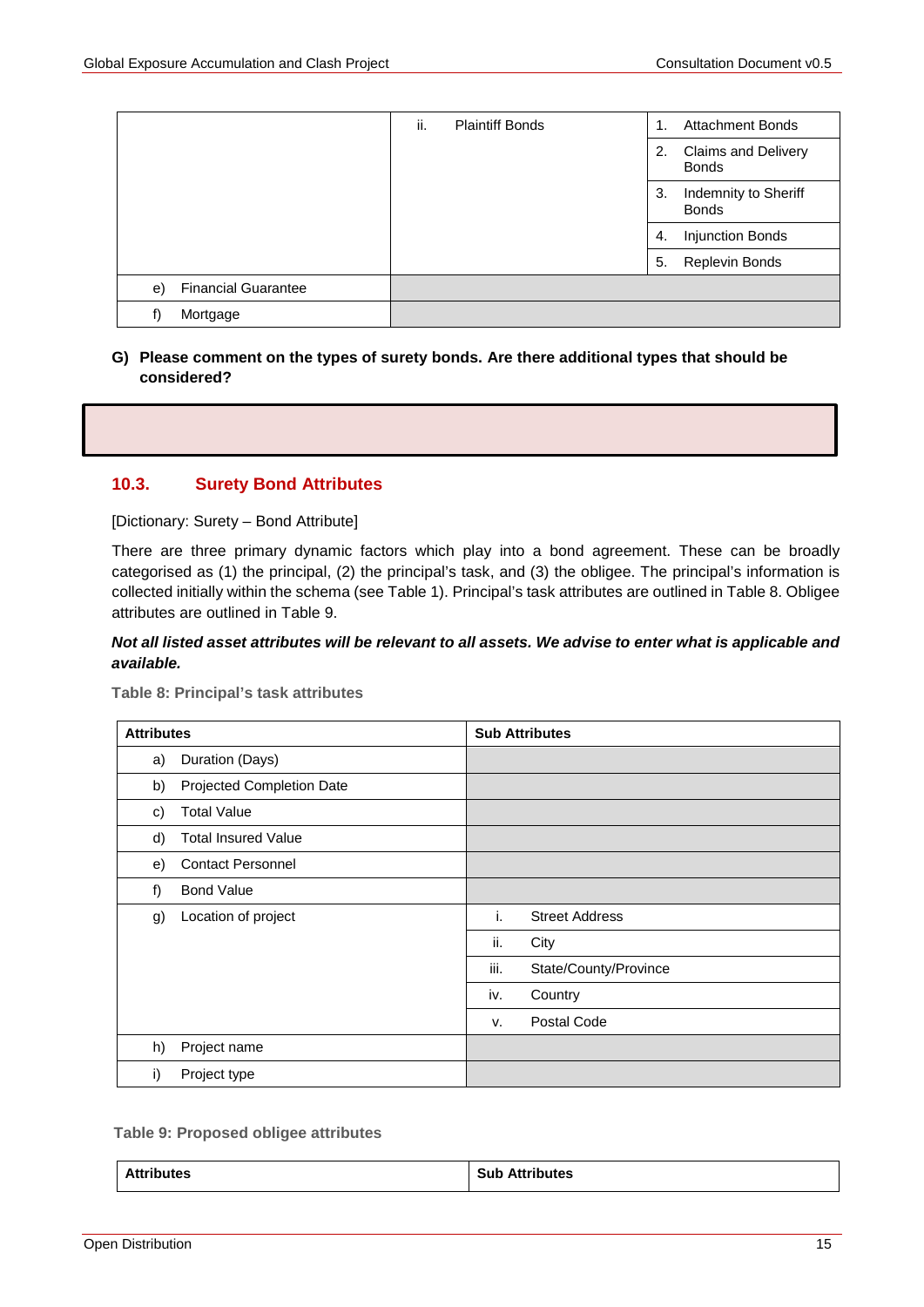| | | |
|---|---|---|
| | ii. Plaintiff Bonds | 1. Attachment Bonds |
| | | 2. Claims and Delivery Bonds |
| | | 3. Indemnity to Sheriff Bonds |
| | | 4. Injunction Bonds |
| | | 5. Replevin Bonds |
| e) Financial Guarantee | | |
| f) Mortgage | | |

**G) Please comment on the types of surety bonds. Are there additional types that should be considered?**

## 10.3. Surety Bond Attributes

[Dictionary: Surety – Bond Attribute]

There are three primary dynamic factors which play into a bond agreement. These can be broadly categorised as (1) the principal, (2) the principal's task, and (3) the obligee. The principal's information is collected initially within the schema (see Table 1). Principal's task attributes are outlined in Table 8. Obligee attributes are outlined in Table 9.

***Not all listed asset attributes will be relevant to all assets. We advise to enter what is applicable and available.***

**Table 8: Principal's task attributes**

| Attributes | Sub Attributes |
|---|---|
| a) Duration (Days) | |
| b) Projected Completion Date | |
| c) Total Value | |
| d) Total Insured Value | |
| e) Contact Personnel | |
| f) Bond Value | |
| g) Location of project | i. Street Address |
| | ii. City |
| | iii. State/County/Province |
| | iv. Country |
| | v. Postal Code |
| h) Project name | |
| i) Project type | |

**Table 9: Proposed obligee attributes**

| Attributes | Sub Attributes |
|---|---|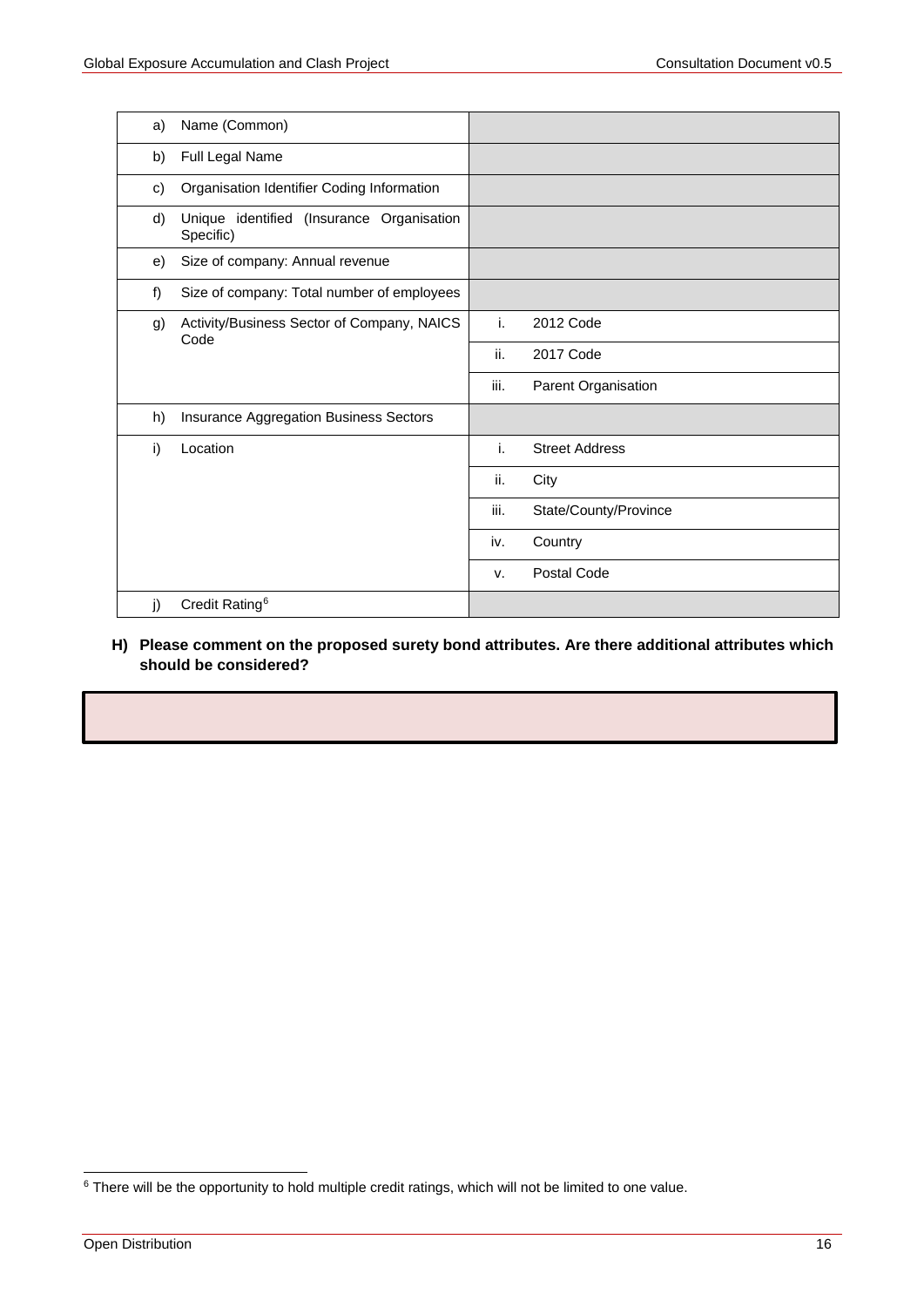| | | | |
|---|---|---|---|
| a) | Name (Common) | | |
| b) | Full Legal Name | | |
| c) | Organisation Identifier Coding Information | | |
| d) | Unique identified (Insurance Organisation Specific) | | |
| e) | Size of company: Annual revenue | | |
| f) | Size of company: Total number of employees | | |
| g) | Activity/Business Sector of Company, NAICS Code | i. | 2012 Code |
| | | ii. | 2017 Code |
| | | iii. | Parent Organisation |
| h) | Insurance Aggregation Business Sectors | | |
| i) | Location | i. | Street Address |
| | | ii. | City |
| | | iii. | State/County/Province |
| | | iv. | Country |
| | | v. | Postal Code |
| j) | Credit Rating[6] | | |

**H) Please comment on the proposed surety bond attributes. Are there additional attributes which should be considered?**

[6] There will be the opportunity to hold multiple credit ratings, which will not be limited to one value.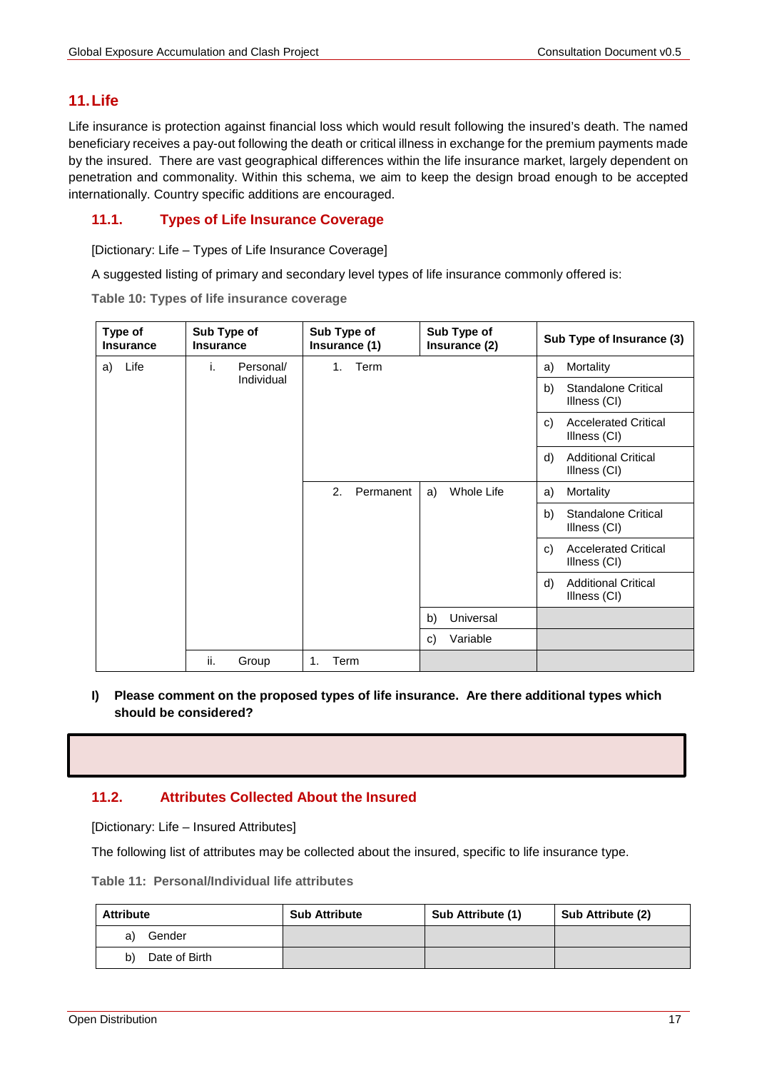## 11. Life

Life insurance is protection against financial loss which would result following the insured's death. The named beneficiary receives a pay-out following the death or critical illness in exchange for the premium payments made by the insured. There are vast geographical differences within the life insurance market, largely dependent on penetration and commonality. Within this schema, we aim to keep the design broad enough to be accepted internationally. Country specific additions are encouraged.

### 11.1. Types of Life Insurance Coverage

[Dictionary: Life – Types of Life Insurance Coverage]

A suggested listing of primary and secondary level types of life insurance commonly offered is:

**Table 10: Types of life insurance coverage**

| Type of Insurance | Sub Type of Insurance | Sub Type of Insurance (1) | Sub Type of Insurance (2) | Sub Type of Insurance (3) |
|---|---|---|---|---|
| a) Life | i. Personal/ Individual | 1. Term | | a) Mortality |
| | | | | b) Standalone Critical Illness (CI) |
| | | | | c) Accelerated Critical Illness (CI) |
| | | | | d) Additional Critical Illness (CI) |
| | | 2. Permanent | a) Whole Life | a) Mortality |
| | | | | b) Standalone Critical Illness (CI) |
| | | | | c) Accelerated Critical Illness (CI) |
| | | | | d) Additional Critical Illness (CI) |
| | | | b) Universal | |
| | | | c) Variable | |
| | ii. Group | 1. Term | | |

**I) Please comment on the proposed types of life insurance. Are there additional types which should be considered?**

### 11.2. Attributes Collected About the Insured

[Dictionary: Life – Insured Attributes]

The following list of attributes may be collected about the insured, specific to life insurance type.

**Table 11: Personal/Individual life attributes**

| Attribute | Sub Attribute | Sub Attribute (1) | Sub Attribute (2) |
|---|---|---|---|
| a) Gender | | | |
| b) Date of Birth | | | |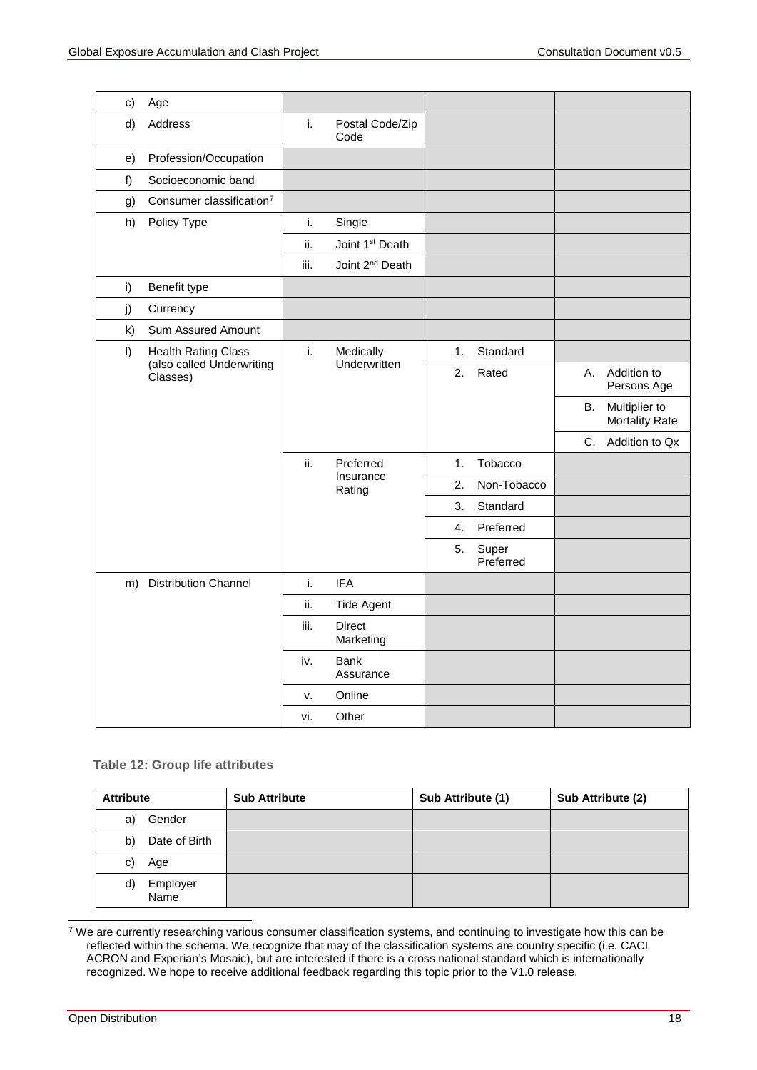| Attribute | Sub Attribute | Sub Attribute (1) | Sub Attribute (2) |
|---|---|---|---|
| c) Age | | | |
| d) Address | i. Postal Code/Zip Code | | |
| e) Profession/Occupation | | | |
| f) Socioeconomic band | | | |
| g) Consumer classification[7] | | | |
| h) Policy Type | i. Single | | |
| | ii. Joint 1st Death | | |
| | iii. Joint 2nd Death | | |
| i) Benefit type | | | |
| j) Currency | | | |
| k) Sum Assured Amount | | | |
| l) Health Rating Class (also called Underwriting Classes) | i. Medically Underwritten | 1. Standard | |
| | | 2. Rated | A. Addition to Persons Age |
| | | | B. Multiplier to Mortality Rate |
| | | | C. Addition to Qx |
| | ii. Preferred Insurance Rating | 1. Tobacco | |
| | | 2. Non-Tobacco | |
| | | 3. Standard | |
| | | 4. Preferred | |
| | | 5. Super Preferred | |
| m) Distribution Channel | i. IFA | | |
| | ii. Tide Agent | | |
| | iii. Direct Marketing | | |
| | iv. Bank Assurance | | |
| | v. Online | | |
| | vi. Other | | |

**Table 12: Group life attributes**

| Attribute | Sub Attribute | Sub Attribute (1) | Sub Attribute (2) |
|---|---|---|---|
| a) Gender | | | |
| b) Date of Birth | | | |
| c) Age | | | |
| d) Employer Name | | | |

[7] We are currently researching various consumer classification systems, and continuing to investigate how this can be reflected within the schema. We recognize that may of the classification systems are country specific (i.e. CACI ACRON and Experian's Mosaic), but are interested if there is a cross national standard which is internationally recognized. We hope to receive additional feedback regarding this topic prior to the V1.0 release.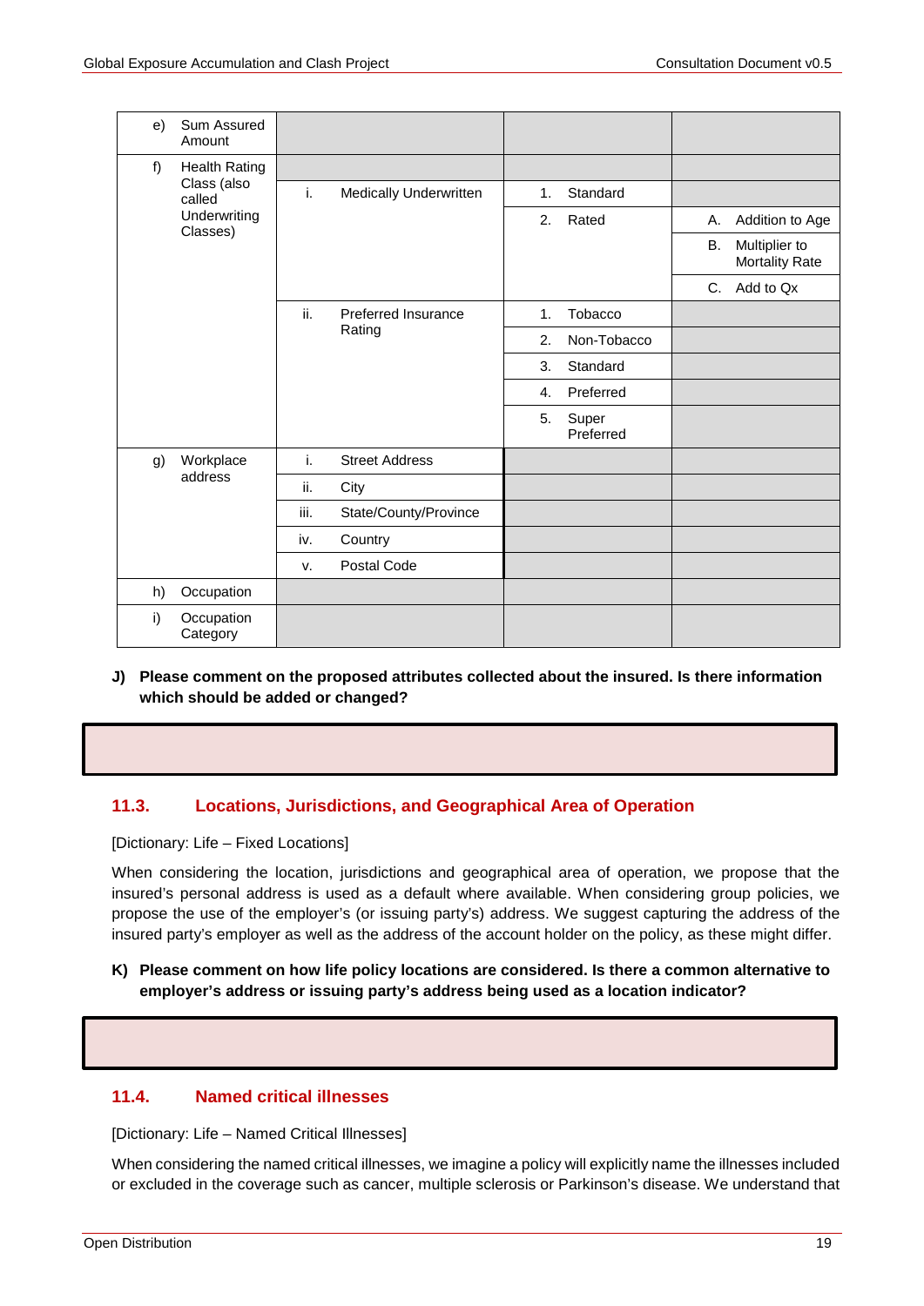| | | | |
|---|---|---|---|
| e) Sum Assured Amount | | | |
| f) Health Rating Class (also called Underwriting Classes) | | | |
| | i. Medically Underwritten | 1. Standard | |
| | | 2. Rated | A. Addition to Age |
| | | | B. Multiplier to Mortality Rate |
| | | | C. Add to Qx |
| | ii. Preferred Insurance Rating | 1. Tobacco | |
| | | 2. Non-Tobacco | |
| | | 3. Standard | |
| | | 4. Preferred | |
| | | 5. Super Preferred | |
| g) Workplace address | i. Street Address | | |
| | ii. City | | |
| | iii. State/County/Province | | |
| | iv. Country | | |
| | v. Postal Code | | |
| h) Occupation | | | |
| i) Occupation Category | | | |

**J) Please comment on the proposed attributes collected about the insured. Is there information which should be added or changed?**

## 11.3. Locations, Jurisdictions, and Geographical Area of Operation

[Dictionary: Life – Fixed Locations]

When considering the location, jurisdictions and geographical area of operation, we propose that the insured's personal address is used as a default where available. When considering group policies, we propose the use of the employer's (or issuing party's) address. We suggest capturing the address of the insured party's employer as well as the address of the account holder on the policy, as these might differ.

**K) Please comment on how life policy locations are considered. Is there a common alternative to employer's address or issuing party's address being used as a location indicator?**

## 11.4. Named critical illnesses

[Dictionary: Life – Named Critical Illnesses]

When considering the named critical illnesses, we imagine a policy will explicitly name the illnesses included or excluded in the coverage such as cancer, multiple sclerosis or Parkinson's disease. We understand that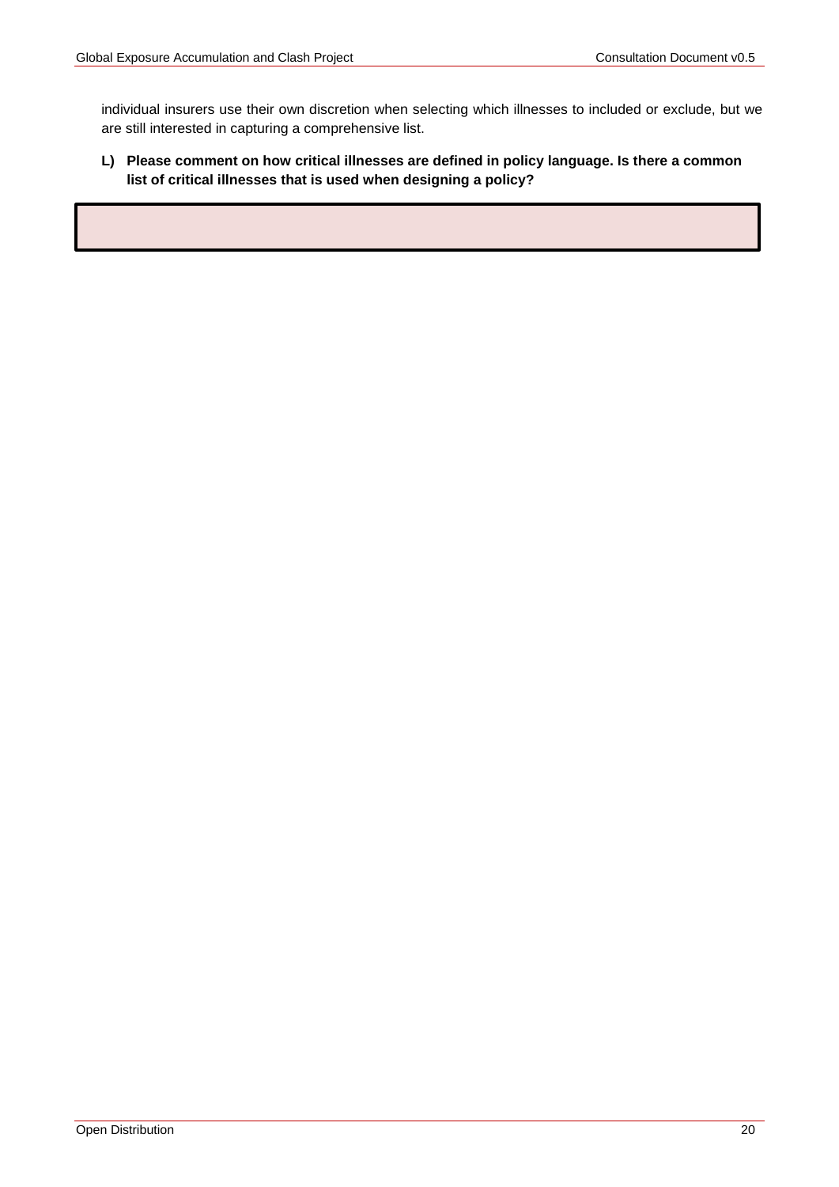individual insurers use their own discretion when selecting which illnesses to included or exclude, but we are still interested in capturing a comprehensive list.

**L) Please comment on how critical illnesses are defined in policy language. Is there a common list of critical illnesses that is used when designing a policy?**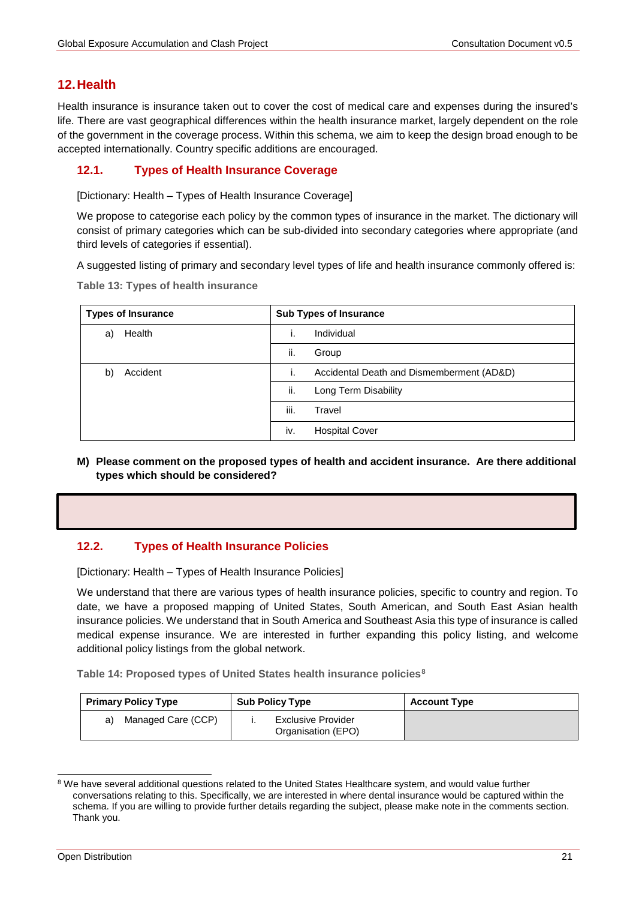## 12. Health

Health insurance is insurance taken out to cover the cost of medical care and expenses during the insured's life. There are vast geographical differences within the health insurance market, largely dependent on the role of the government in the coverage process. Within this schema, we aim to keep the design broad enough to be accepted internationally. Country specific additions are encouraged.

### 12.1. Types of Health Insurance Coverage

[Dictionary: Health – Types of Health Insurance Coverage]

We propose to categorise each policy by the common types of insurance in the market. The dictionary will consist of primary categories which can be sub-divided into secondary categories where appropriate (and third levels of categories if essential).

A suggested listing of primary and secondary level types of life and health insurance commonly offered is:

**Table 13: Types of health insurance**

| Types of Insurance | Sub Types of Insurance |
|---|---|
| a) Health | i. Individual |
| | ii. Group |
| b) Accident | i. Accidental Death and Dismemberment (AD&D) |
| | ii. Long Term Disability |
| | iii. Travel |
| | iv. Hospital Cover |

**M) Please comment on the proposed types of health and accident insurance. Are there additional types which should be considered?**

### 12.2. Types of Health Insurance Policies

[Dictionary: Health – Types of Health Insurance Policies]

We understand that there are various types of health insurance policies, specific to country and region. To date, we have a proposed mapping of United States, South American, and South East Asian health insurance policies. We understand that in South America and Southeast Asia this type of insurance is called medical expense insurance. We are interested in further expanding this policy listing, and welcome additional policy listings from the global network.

**Table 14: Proposed types of United States health insurance policies[8]**

| Primary Policy Type | Sub Policy Type | Account Type |
|---|---|---|
| a) Managed Care (CCP) | i. Exclusive Provider Organisation (EPO) | |

[8] We have several additional questions related to the United States Healthcare system, and would value further conversations relating to this. Specifically, we are interested in where dental insurance would be captured within the schema. If you are willing to provide further details regarding the subject, please make note in the comments section. Thank you.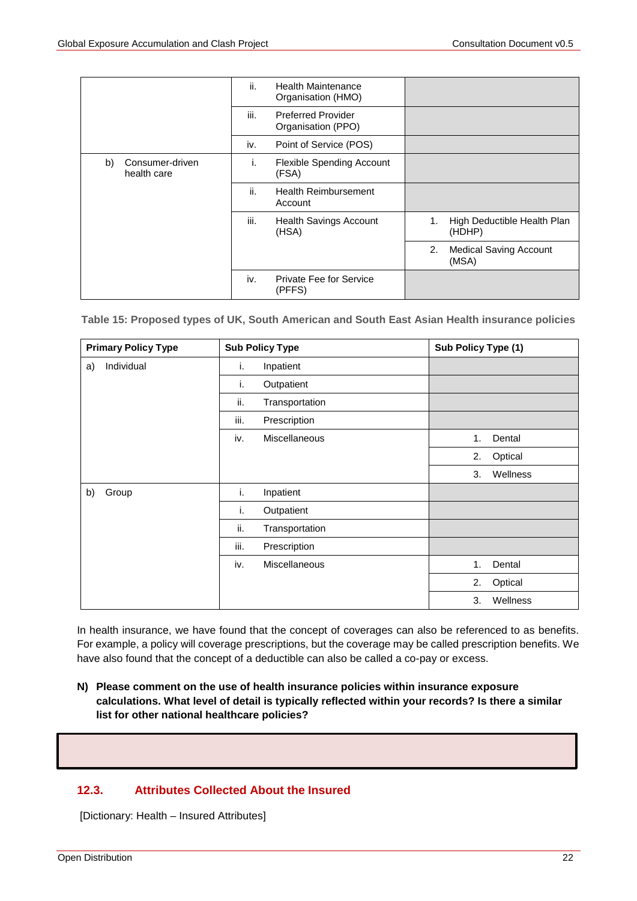|  |  |  |
|---|---|---|
|  | ii. Health Maintenance Organisation (HMO) |  |
|  | iii. Preferred Provider Organisation (PPO) |  |
|  | iv. Point of Service (POS) |  |
| b) Consumer-driven health care | i. Flexible Spending Account (FSA) |  |
|  | ii. Health Reimbursement Account |  |
|  | iii. Health Savings Account (HSA) | 1. High Deductible Health Plan (HDHP) |
|  |  | 2. Medical Saving Account (MSA) |
|  | iv. Private Fee for Service (PFFS) |  |

**Table 15: Proposed types of UK, South American and South East Asian Health insurance policies**

| Primary Policy Type | Sub Policy Type | Sub Policy Type (1) |
|---|---|---|
| a) Individual | i. Inpatient |  |
|  | i. Outpatient |  |
|  | ii. Transportation |  |
|  | iii. Prescription |  |
|  | iv. Miscellaneous | 1. Dental |
|  |  | 2. Optical |
|  |  | 3. Wellness |
| b) Group | i. Inpatient |  |
|  | i. Outpatient |  |
|  | ii. Transportation |  |
|  | iii. Prescription |  |
|  | iv. Miscellaneous | 1. Dental |
|  |  | 2. Optical |
|  |  | 3. Wellness |

In health insurance, we have found that the concept of coverages can also be referenced to as benefits. For example, a policy will coverage prescriptions, but the coverage may be called prescription benefits. We have also found that the concept of a deductible can also be called a co-pay or excess.

**N) Please comment on the use of health insurance policies within insurance exposure calculations. What level of detail is typically reflected within your records? Is there a similar list for other national healthcare policies?**

## 12.3. Attributes Collected About the Insured

[Dictionary: Health – Insured Attributes]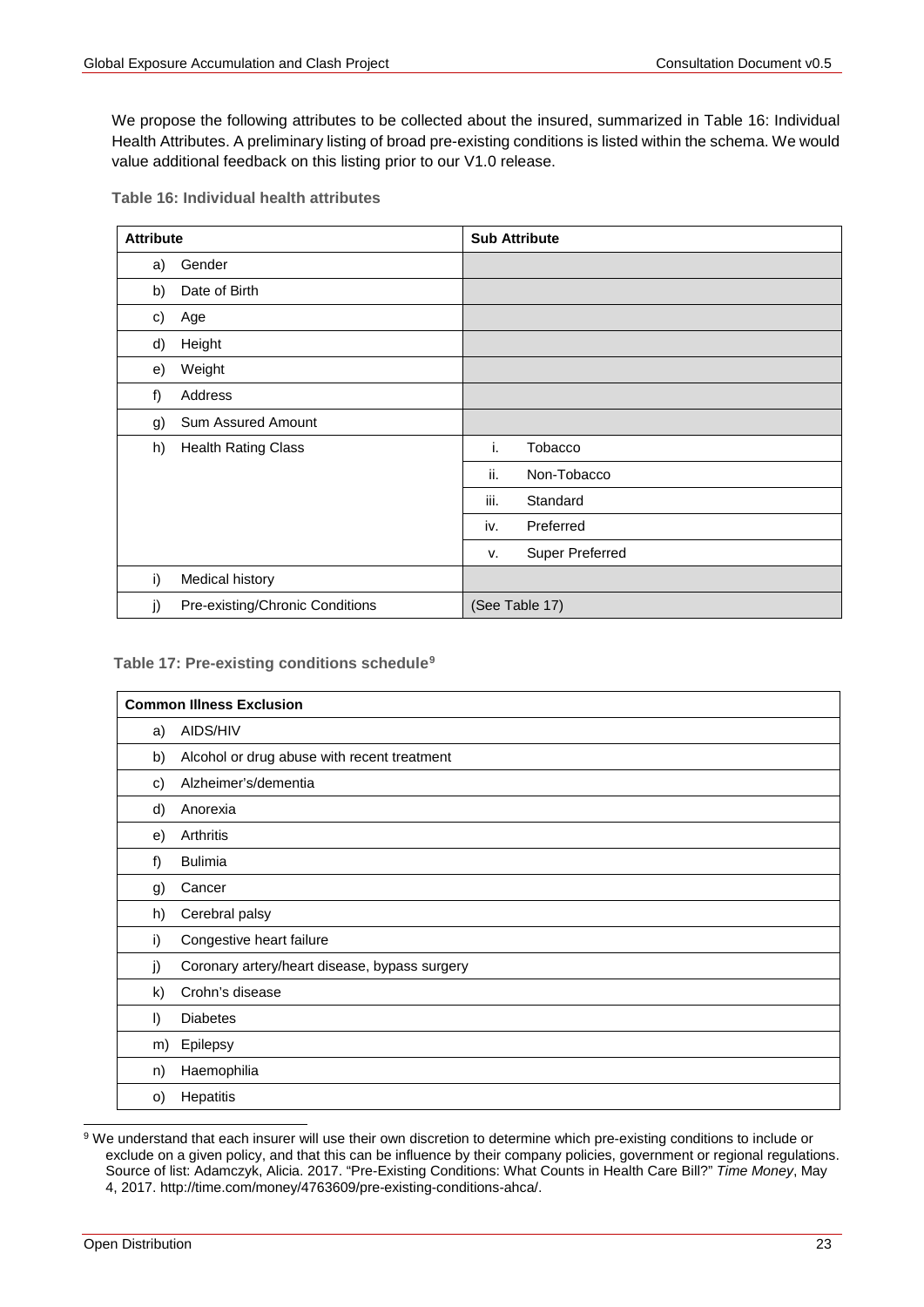We propose the following attributes to be collected about the insured, summarized in Table 16: Individual Health Attributes. A preliminary listing of broad pre-existing conditions is listed within the schema. We would value additional feedback on this listing prior to our V1.0 release.

**Table 16: Individual health attributes**

| Attribute | Sub Attribute |
|---|---|
| a) Gender | |
| b) Date of Birth | |
| c) Age | |
| d) Height | |
| e) Weight | |
| f) Address | |
| g) Sum Assured Amount | |
| h) Health Rating Class | i. Tobacco |
| | ii. Non-Tobacco |
| | iii. Standard |
| | iv. Preferred |
| | v. Super Preferred |
| i) Medical history | |
| j) Pre-existing/Chronic Conditions | (See Table 17) |

**Table 17: Pre-existing conditions schedule[9]**

| Common Illness Exclusion |
|---|
| a) AIDS/HIV |
| b) Alcohol or drug abuse with recent treatment |
| c) Alzheimer's/dementia |
| d) Anorexia |
| e) Arthritis |
| f) Bulimia |
| g) Cancer |
| h) Cerebral palsy |
| i) Congestive heart failure |
| j) Coronary artery/heart disease, bypass surgery |
| k) Crohn's disease |
| l) Diabetes |
| m) Epilepsy |
| n) Haemophilia |
| o) Hepatitis |

[9] We understand that each insurer will use their own discretion to determine which pre-existing conditions to include or exclude on a given policy, and that this can be influence by their company policies, government or regional regulations. Source of list: Adamczyk, Alicia. 2017. "Pre-Existing Conditions: What Counts in Health Care Bill?" *Time Money*, May 4, 2017. http://time.com/money/4763609/pre-existing-conditions-ahca/.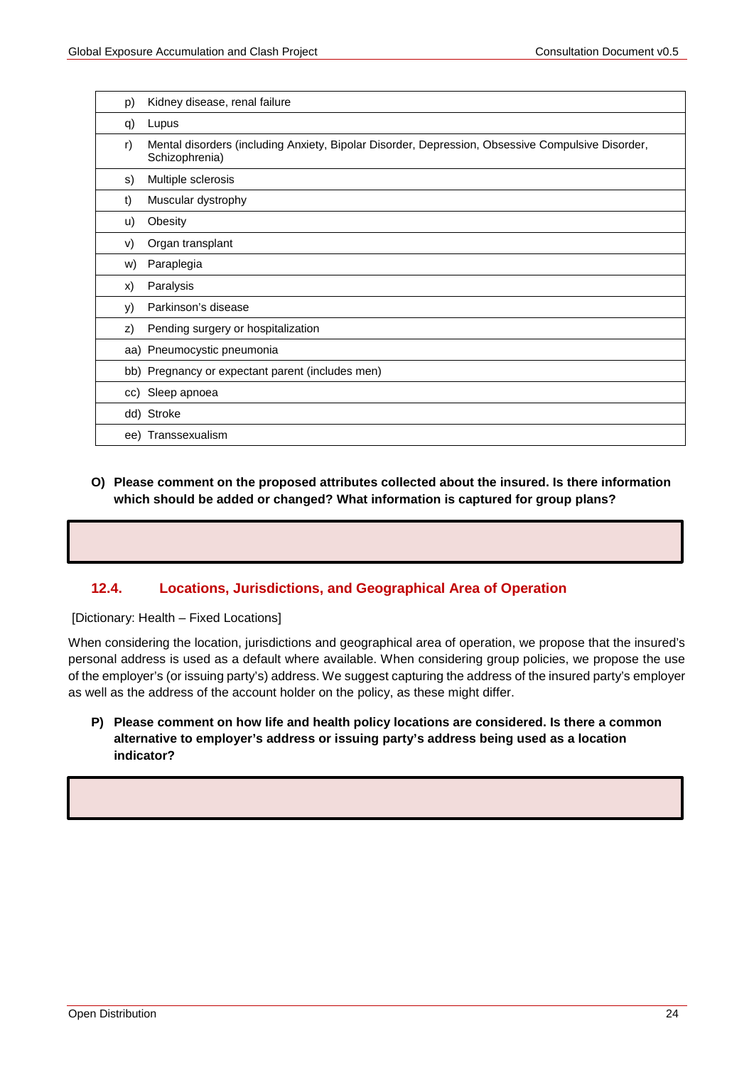| | |
|---|---|
| p) | Kidney disease, renal failure |
| q) | Lupus |
| r) | Mental disorders (including Anxiety, Bipolar Disorder, Depression, Obsessive Compulsive Disorder, Schizophrenia) |
| s) | Multiple sclerosis |
| t) | Muscular dystrophy |
| u) | Obesity |
| v) | Organ transplant |
| w) | Paraplegia |
| x) | Paralysis |
| y) | Parkinson's disease |
| z) | Pending surgery or hospitalization |
| aa) | Pneumocystic pneumonia |
| bb) | Pregnancy or expectant parent (includes men) |
| cc) | Sleep apnoea |
| dd) | Stroke |
| ee) | Transsexualism |

**O) Please comment on the proposed attributes collected about the insured. Is there information which should be added or changed? What information is captured for group plans?**

## 12.4. Locations, Jurisdictions, and Geographical Area of Operation

[Dictionary: Health – Fixed Locations]

When considering the location, jurisdictions and geographical area of operation, we propose that the insured's personal address is used as a default where available. When considering group policies, we propose the use of the employer's (or issuing party's) address. We suggest capturing the address of the insured party's employer as well as the address of the account holder on the policy, as these might differ.

**P) Please comment on how life and health policy locations are considered. Is there a common alternative to employer's address or issuing party's address being used as a location indicator?**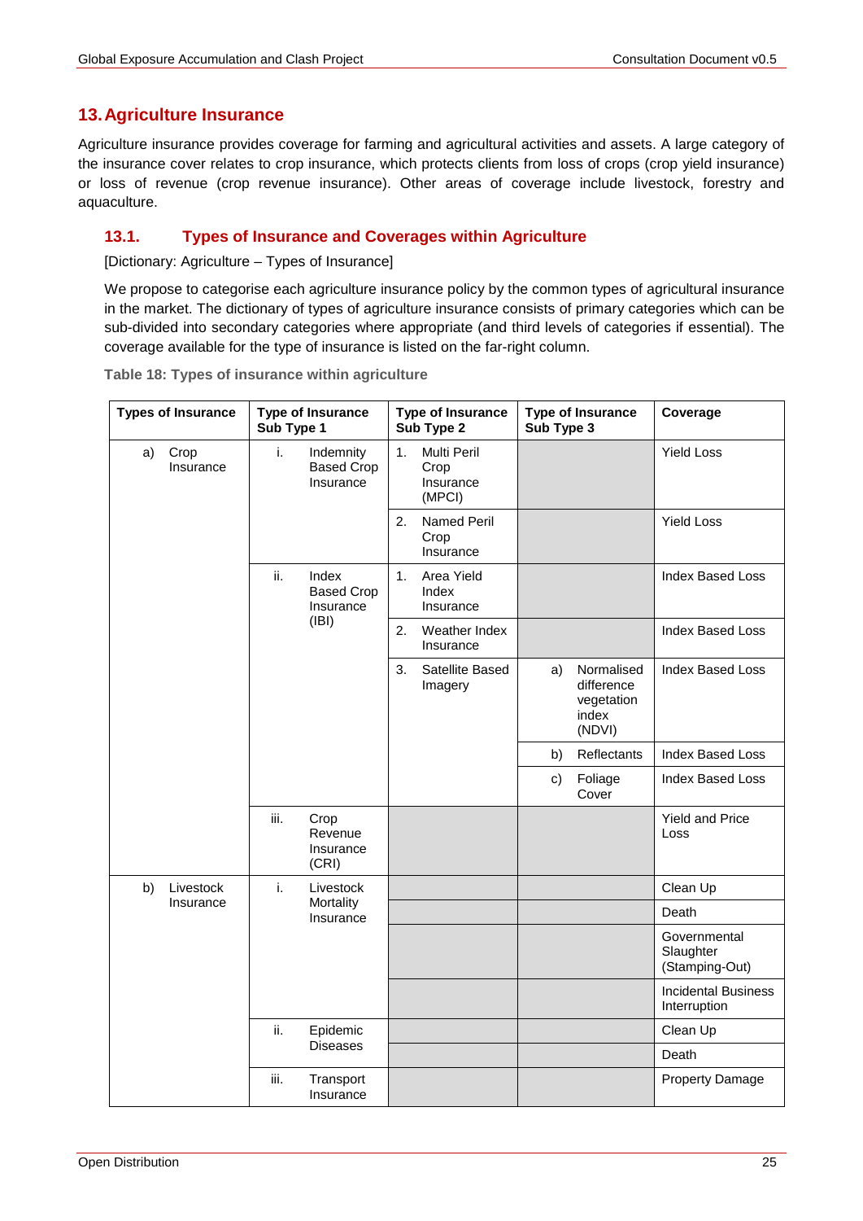## 13. Agriculture Insurance

Agriculture insurance provides coverage for farming and agricultural activities and assets. A large category of the insurance cover relates to crop insurance, which protects clients from loss of crops (crop yield insurance) or loss of revenue (crop revenue insurance). Other areas of coverage include livestock, forestry and aquaculture.

### 13.1. Types of Insurance and Coverages within Agriculture

[Dictionary: Agriculture – Types of Insurance]

We propose to categorise each agriculture insurance policy by the common types of agricultural insurance in the market. The dictionary of types of agriculture insurance consists of primary categories which can be sub-divided into secondary categories where appropriate (and third levels of categories if essential). The coverage available for the type of insurance is listed on the far-right column.

**Table 18: Types of insurance within agriculture**

| Types of Insurance | Type of Insurance Sub Type 1 | Type of Insurance Sub Type 2 | Type of Insurance Sub Type 3 | Coverage |
|---|---|---|---|---|
| a) Crop Insurance | i. Indemnity Based Crop Insurance | 1. Multi Peril Crop Insurance (MPCI) | | Yield Loss |
| | | 2. Named Peril Crop Insurance | | Yield Loss |
| | ii. Index Based Crop Insurance (IBI) | 1. Area Yield Index Insurance | | Index Based Loss |
| | | 2. Weather Index Insurance | | Index Based Loss |
| | | 3. Satellite Based Imagery | a) Normalised difference vegetation index (NDVI) | Index Based Loss |
| | | | b) Reflectants | Index Based Loss |
| | | | c) Foliage Cover | Index Based Loss |
| | iii. Crop Revenue Insurance (CRI) | | | Yield and Price Loss |
| b) Livestock Insurance | i. Livestock Mortality Insurance | | | Clean Up |
| | | | | Death |
| | | | | Governmental Slaughter (Stamping-Out) |
| | | | | Incidental Business Interruption |
| | ii. Epidemic Diseases | | | Clean Up |
| | | | | Death |
| | iii. Transport Insurance | | | Property Damage |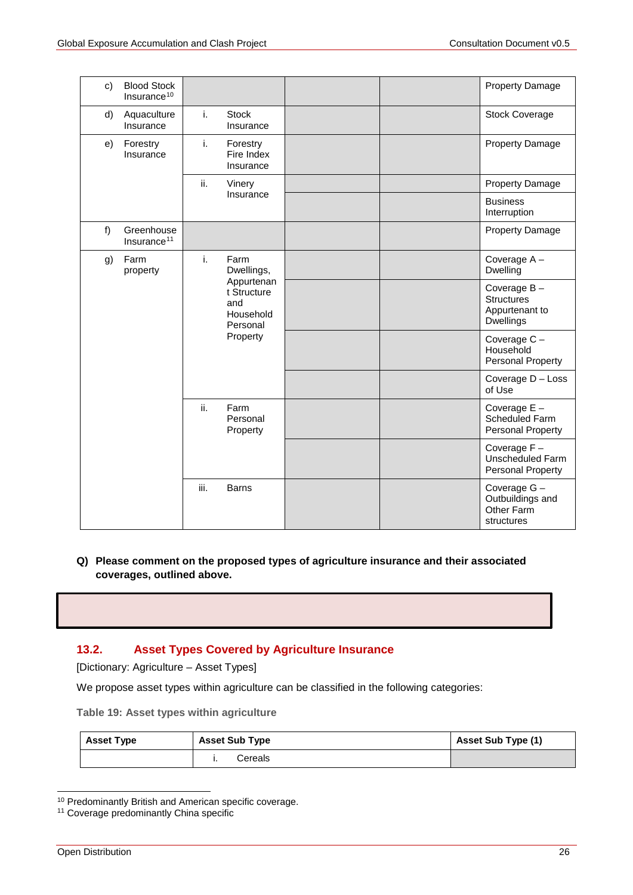| | | | | | |
|---|---|---|---|---|---|
| c) | Blood Stock Insurance[10] | | | | Property Damage |
| d) | Aquaculture Insurance | i. Stock Insurance | | | Stock Coverage |
| e) | Forestry Insurance | i. Forestry Fire Index Insurance | | | Property Damage |
| | | ii. Vinery Insurance | | | Property Damage |
| | | | | | Business Interruption |
| f) | Greenhouse Insurance[11] | | | | Property Damage |
| g) | Farm property | i. Farm Dwellings, Appurtenant Structure and Household Personal Property | | | Coverage A – Dwelling |
| | | | | | Coverage B – Structures Appurtenant to Dwellings |
| | | | | | Coverage C – Household Personal Property |
| | | | | | Coverage D – Loss of Use |
| | | ii. Farm Personal Property | | | Coverage E – Scheduled Farm Personal Property |
| | | | | | Coverage F – Unscheduled Farm Personal Property |
| | | iii. Barns | | | Coverage G – Outbuildings and Other Farm structures |

**Q) Please comment on the proposed types of agriculture insurance and their associated coverages, outlined above.**

## 13.2. Asset Types Covered by Agriculture Insurance

[Dictionary: Agriculture – Asset Types]

We propose asset types within agriculture can be classified in the following categories:

**Table 19: Asset types within agriculture**

| Asset Type | Asset Sub Type | Asset Sub Type (1) |
|---|---|---|
| | i. Cereals | |

[10] Predominantly British and American specific coverage.

[11] Coverage predominantly China specific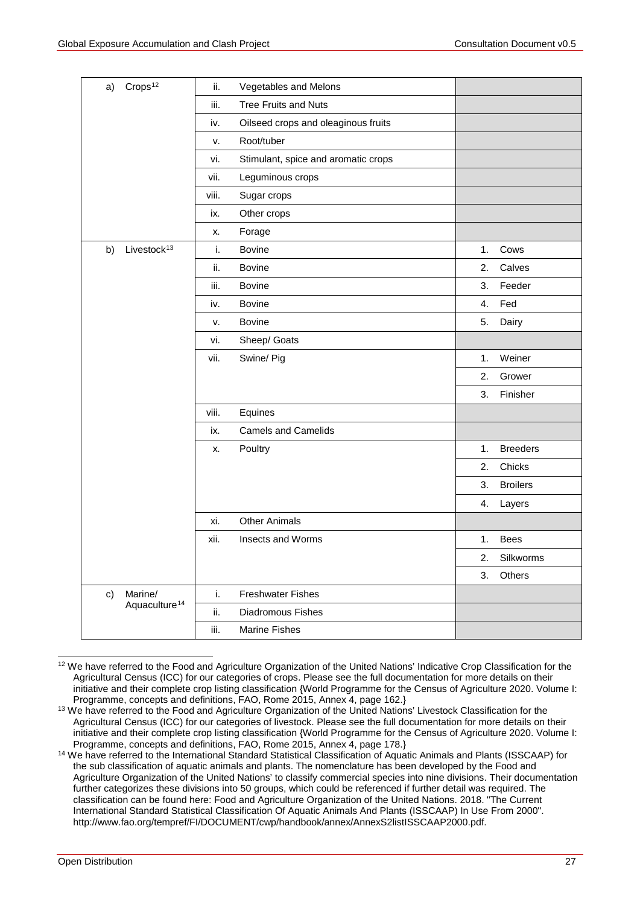| | | | | | |
|---|---|---|---|---|---|
| a) | Crops[12] | ii. | Vegetables and Melons | | |
| | | iii. | Tree Fruits and Nuts | | |
| | | iv. | Oilseed crops and oleaginous fruits | | |
| | | v. | Root/tuber | | |
| | | vi. | Stimulant, spice and aromatic crops | | |
| | | vii. | Leguminous crops | | |
| | | viii. | Sugar crops | | |
| | | ix. | Other crops | | |
| | | x. | Forage | | |
| b) | Livestock[13] | i. | Bovine | 1. | Cows |
| | | ii. | Bovine | 2. | Calves |
| | | iii. | Bovine | 3. | Feeder |
| | | iv. | Bovine | 4. | Fed |
| | | v. | Bovine | 5. | Dairy |
| | | vi. | Sheep/ Goats | | |
| | | vii. | Swine/ Pig | 1. | Weiner |
| | | | | 2. | Grower |
| | | | | 3. | Finisher |
| | | viii. | Equines | | |
| | | ix. | Camels and Camelids | | |
| | | x. | Poultry | 1. | Breeders |
| | | | | 2. | Chicks |
| | | | | 3. | Broilers |
| | | | | 4. | Layers |
| | | xi. | Other Animals | | |
| | | xii. | Insects and Worms | 1. | Bees |
| | | | | 2. | Silkworms |
| | | | | 3. | Others |
| c) | Marine/ Aquaculture[14] | i. | Freshwater Fishes | | |
| | | ii. | Diadromous Fishes | | |
| | | iii. | Marine Fishes | | |

[12] We have referred to the Food and Agriculture Organization of the United Nations' Indicative Crop Classification for the Agricultural Census (ICC) for our categories of crops. Please see the full documentation for more details on their initiative and their complete crop listing classification {World Programme for the Census of Agriculture 2020. Volume I: Programme, concepts and definitions, FAO, Rome 2015, Annex 4, page 162.}

[13] We have referred to the Food and Agriculture Organization of the United Nations' Livestock Classification for the Agricultural Census (ICC) for our categories of livestock. Please see the full documentation for more details on their initiative and their complete crop listing classification {World Programme for the Census of Agriculture 2020. Volume I: Programme, concepts and definitions, FAO, Rome 2015, Annex 4, page 178.}

[14] We have referred to the International Standard Statistical Classification of Aquatic Animals and Plants (ISSCAAP) for the sub classification of aquatic animals and plants. The nomenclature has been developed by the Food and Agriculture Organization of the United Nations' to classify commercial species into nine divisions. Their documentation further categorizes these divisions into 50 groups, which could be referenced if further detail was required. The classification can be found here: Food and Agriculture Organization of the United Nations. 2018. "The Current International Standard Statistical Classification Of Aquatic Animals And Plants (ISSCAAP) In Use From 2000". http://www.fao.org/tempref/FI/DOCUMENT/cwp/handbook/annex/AnnexS2listISSCAAP2000.pdf.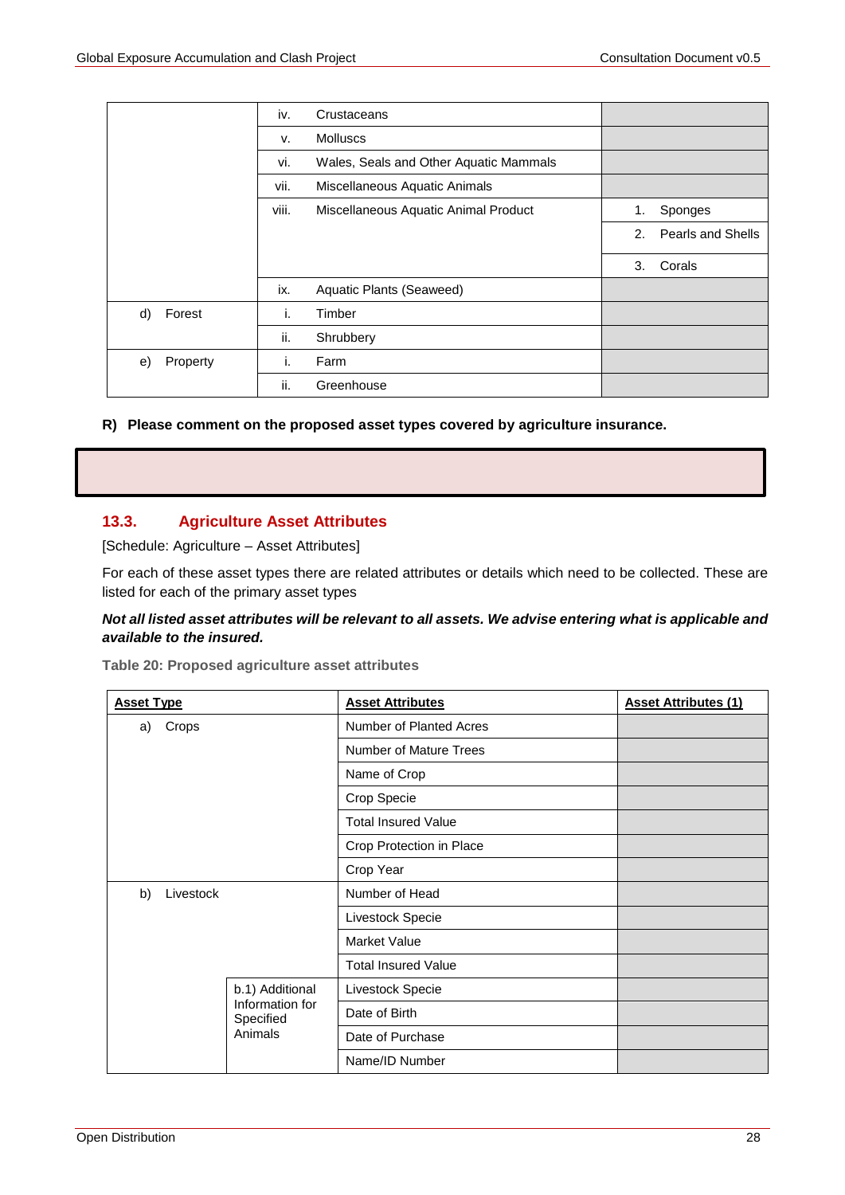| | | |
|---|---|---|
| | iv. Crustaceans | |
| | v. Molluscs | |
| | vi. Wales, Seals and Other Aquatic Mammals | |
| | vii. Miscellaneous Aquatic Animals | |
| | viii. Miscellaneous Aquatic Animal Product | 1. Sponges |
| | | 2. Pearls and Shells |
| | | 3. Corals |
| | ix. Aquatic Plants (Seaweed) | |
| d) Forest | i. Timber | |
| | ii. Shrubbery | |
| e) Property | i. Farm | |
| | ii. Greenhouse | |

**R) Please comment on the proposed asset types covered by agriculture insurance.**

## 13.3. Agriculture Asset Attributes

[Schedule: Agriculture – Asset Attributes]

For each of these asset types there are related attributes or details which need to be collected. These are listed for each of the primary asset types

***Not all listed asset attributes will be relevant to all assets. We advise entering what is applicable and available to the insured.***

**Table 20: Proposed agriculture asset attributes**

| **Asset Type** | | **Asset Attributes** | **Asset Attributes (1)** |
|---|---|---|---|
| a) Crops | | Number of Planted Acres | |
| | | Number of Mature Trees | |
| | | Name of Crop | |
| | | Crop Specie | |
| | | Total Insured Value | |
| | | Crop Protection in Place | |
| | | Crop Year | |
| b) Livestock | | Number of Head | |
| | | Livestock Specie | |
| | | Market Value | |
| | | Total Insured Value | |
| | b.1) Additional Information for Specified Animals | Livestock Specie | |
| | | Date of Birth | |
| | | Date of Purchase | |
| | | Name/ID Number | |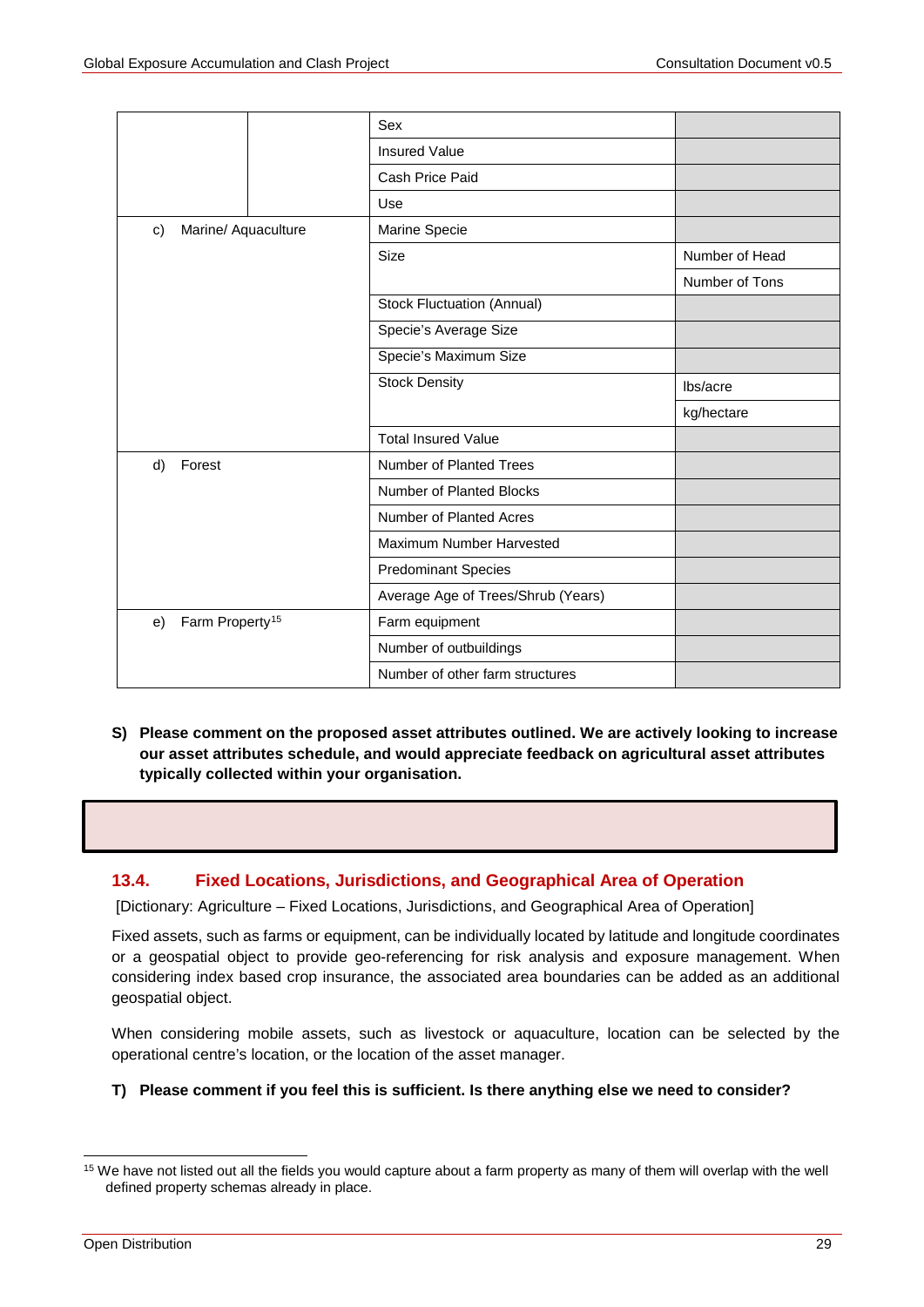| | | | |
|---|---|---|---|
| | | Sex | |
| | | Insured Value | |
| | | Cash Price Paid | |
| | | Use | |
| c) Marine/ Aquaculture | | Marine Specie | |
| | | Size | Number of Head |
| | | | Number of Tons |
| | | Stock Fluctuation (Annual) | |
| | | Specie's Average Size | |
| | | Specie's Maximum Size | |
| | | Stock Density | lbs/acre |
| | | | kg/hectare |
| | | Total Insured Value | |
| d) Forest | | Number of Planted Trees | |
| | | Number of Planted Blocks | |
| | | Number of Planted Acres | |
| | | Maximum Number Harvested | |
| | | Predominant Species | |
| | | Average Age of Trees/Shrub (Years) | |
| e) Farm Property[15] | | Farm equipment | |
| | | Number of outbuildings | |
| | | Number of other farm structures | |

**S) Please comment on the proposed asset attributes outlined. We are actively looking to increase our asset attributes schedule, and would appreciate feedback on agricultural asset attributes typically collected within your organisation.**

## 13.4. Fixed Locations, Jurisdictions, and Geographical Area of Operation

[Dictionary: Agriculture – Fixed Locations, Jurisdictions, and Geographical Area of Operation]

Fixed assets, such as farms or equipment, can be individually located by latitude and longitude coordinates or a geospatial object to provide geo-referencing for risk analysis and exposure management. When considering index based crop insurance, the associated area boundaries can be added as an additional geospatial object.

When considering mobile assets, such as livestock or aquaculture, location can be selected by the operational centre's location, or the location of the asset manager.

**T) Please comment if you feel this is sufficient. Is there anything else we need to consider?**

[15] We have not listed out all the fields you would capture about a farm property as many of them will overlap with the well defined property schemas already in place.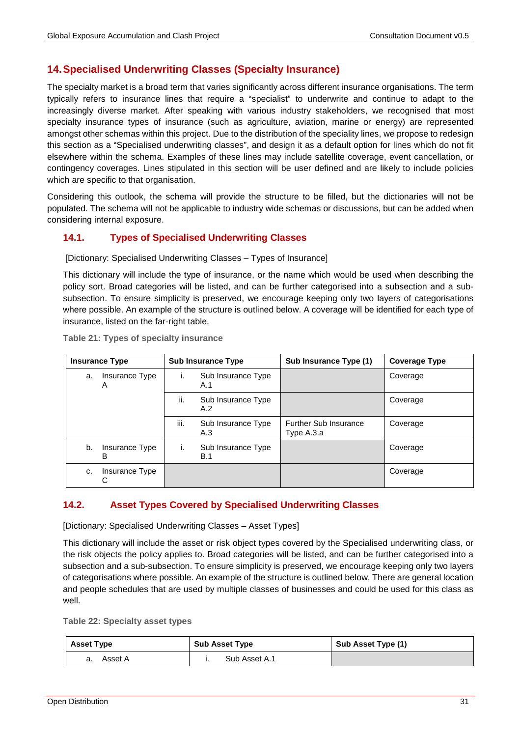## 14. Specialised Underwriting Classes (Specialty Insurance)

The specialty market is a broad term that varies significantly across different insurance organisations. The term typically refers to insurance lines that require a "specialist" to underwrite and continue to adapt to the increasingly diverse market. After speaking with various industry stakeholders, we recognised that most specialty insurance types of insurance (such as agriculture, aviation, marine or energy) are represented amongst other schemas within this project. Due to the distribution of the speciality lines, we propose to redesign this section as a "Specialised underwriting classes", and design it as a default option for lines which do not fit elsewhere within the schema. Examples of these lines may include satellite coverage, event cancellation, or contingency coverages. Lines stipulated in this section will be user defined and are likely to include policies which are specific to that organisation.

Considering this outlook, the schema will provide the structure to be filled, but the dictionaries will not be populated. The schema will not be applicable to industry wide schemas or discussions, but can be added when considering internal exposure.

### 14.1. Types of Specialised Underwriting Classes

[Dictionary: Specialised Underwriting Classes – Types of Insurance]

This dictionary will include the type of insurance, or the name which would be used when describing the policy sort. Broad categories will be listed, and can be further categorised into a subsection and a sub-subsection. To ensure simplicity is preserved, we encourage keeping only two layers of categorisations where possible. An example of the structure is outlined below. A coverage will be identified for each type of insurance, listed on the far-right table.

**Table 21: Types of specialty insurance**

| Insurance Type | Sub Insurance Type | Sub Insurance Type (1) | Coverage Type |
|---|---|---|---|
| a. Insurance Type A | i. Sub Insurance Type A.1 | | Coverage |
| | ii. Sub Insurance Type A.2 | | Coverage |
| | iii. Sub Insurance Type A.3 | Further Sub Insurance Type A.3.a | Coverage |
| b. Insurance Type B | i. Sub Insurance Type B.1 | | Coverage |
| c. Insurance Type C | | | Coverage |

### 14.2. Asset Types Covered by Specialised Underwriting Classes

[Dictionary: Specialised Underwriting Classes – Asset Types]

This dictionary will include the asset or risk object types covered by the Specialised underwriting class, or the risk objects the policy applies to. Broad categories will be listed, and can be further categorised into a subsection and a sub-subsection. To ensure simplicity is preserved, we encourage keeping only two layers of categorisations where possible. An example of the structure is outlined below. There are general location and people schedules that are used by multiple classes of businesses and could be used for this class as well.

**Table 22: Specialty asset types**

| Asset Type | Sub Asset Type | Sub Asset Type (1) |
|---|---|---|
| a. Asset A | i. Sub Asset A.1 | |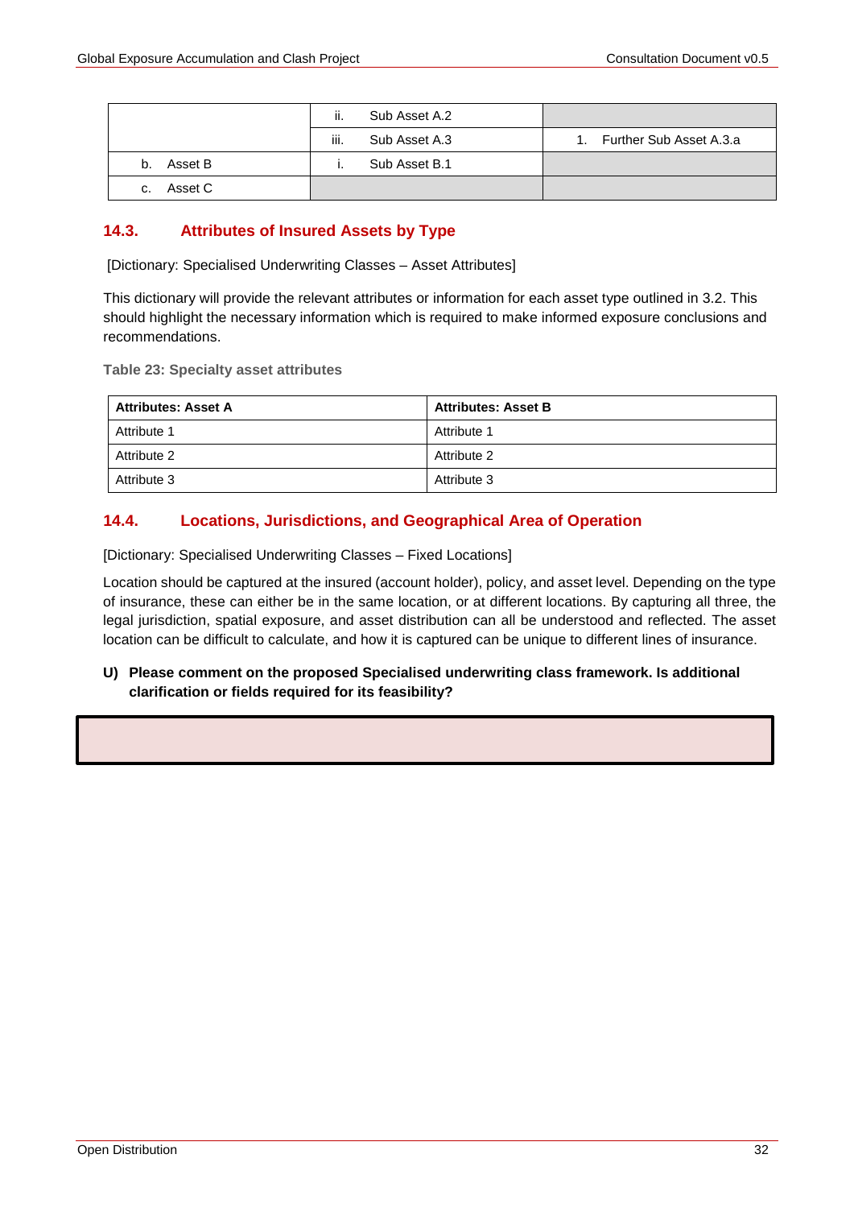| | | |
|---|---|---|
| | ii. Sub Asset A.2 | |
| | iii. Sub Asset A.3 | 1. Further Sub Asset A.3.a |
| b. Asset B | i. Sub Asset B.1 | |
| c. Asset C | | |

## 14.3. Attributes of Insured Assets by Type

[Dictionary: Specialised Underwriting Classes – Asset Attributes]

This dictionary will provide the relevant attributes or information for each asset type outlined in 3.2. This should highlight the necessary information which is required to make informed exposure conclusions and recommendations.

**Table 23: Specialty asset attributes**

| Attributes: Asset A | Attributes: Asset B |
|---|---|
| Attribute 1 | Attribute 1 |
| Attribute 2 | Attribute 2 |
| Attribute 3 | Attribute 3 |

## 14.4. Locations, Jurisdictions, and Geographical Area of Operation

[Dictionary: Specialised Underwriting Classes – Fixed Locations]

Location should be captured at the insured (account holder), policy, and asset level. Depending on the type of insurance, these can either be in the same location, or at different locations. By capturing all three, the legal jurisdiction, spatial exposure, and asset distribution can all be understood and reflected. The asset location can be difficult to calculate, and how it is captured can be unique to different lines of insurance.

**U) Please comment on the proposed Specialised underwriting class framework. Is additional clarification or fields required for its feasibility?**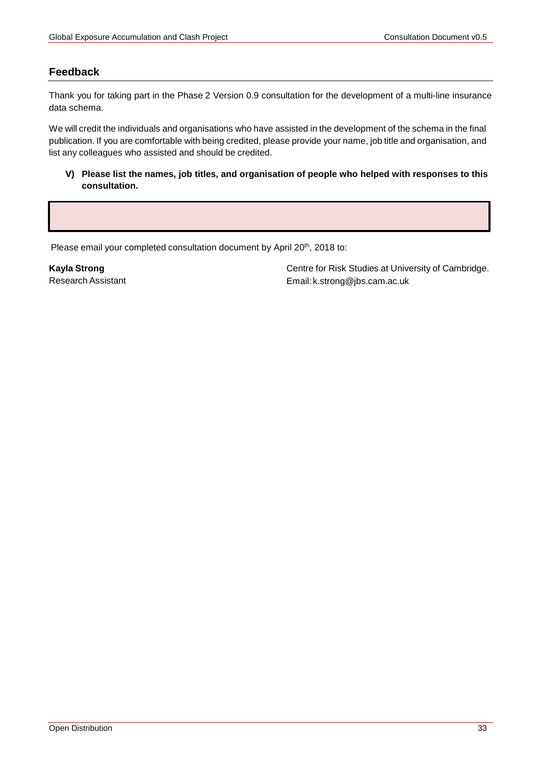## Feedback

Thank you for taking part in the Phase 2 Version 0.9 consultation for the development of a multi-line insurance data schema.

We will credit the individuals and organisations who have assisted in the development of the schema in the final publication. If you are comfortable with being credited, please provide your name, job title and organisation, and list any colleagues who assisted and should be credited.

**V) Please list the names, job titles, and organisation of people who helped with responses to this consultation.**

Please email your completed consultation document by April 20th, 2018 to:

**Kayla Strong**
Research Assistant

Centre for Risk Studies at University of Cambridge.
Email: k.strong@jbs.cam.ac.uk